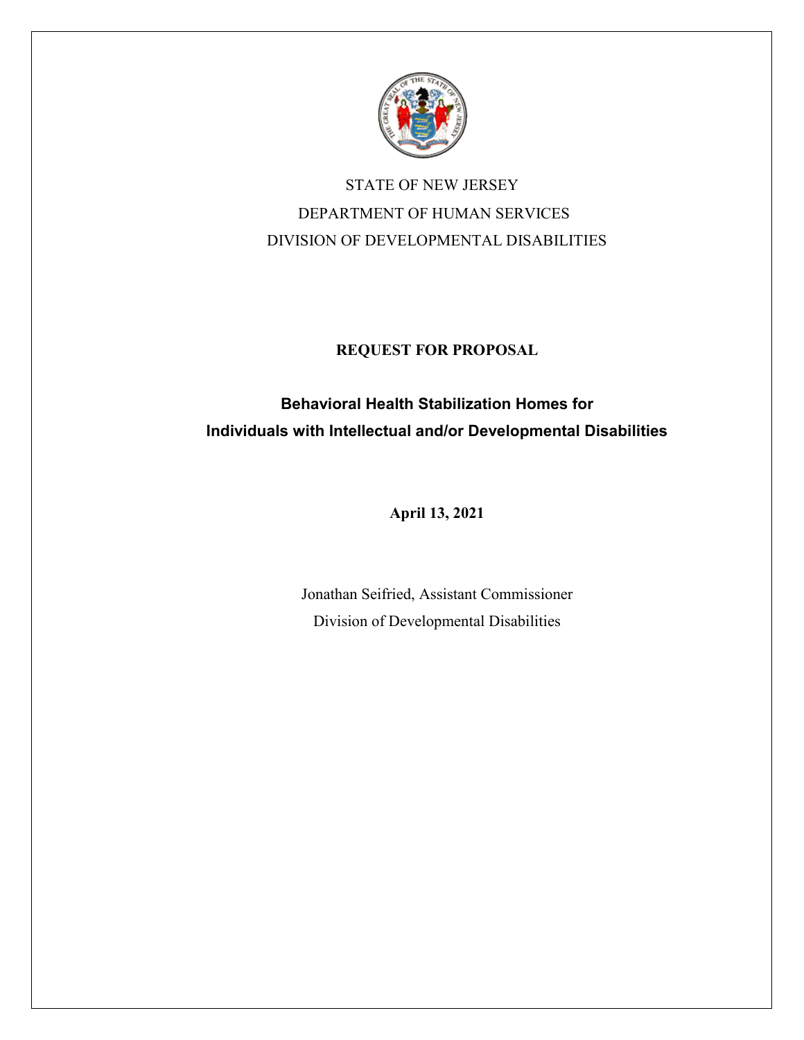STATE OF NEW JERSEY

DEPARTMENT OF HUMAN SERVICES

DIVISION OF DEVELOPMENTAL DISABILITIES

# REQUEST FOR PROPOSAL

## Behavioral Health Stabilization Homes for Individuals with Intellectual and/or Developmental Disabilities

**April 13, 2021**

Jonathan Seifried, Assistant Commissioner

Division of Developmental Disabilities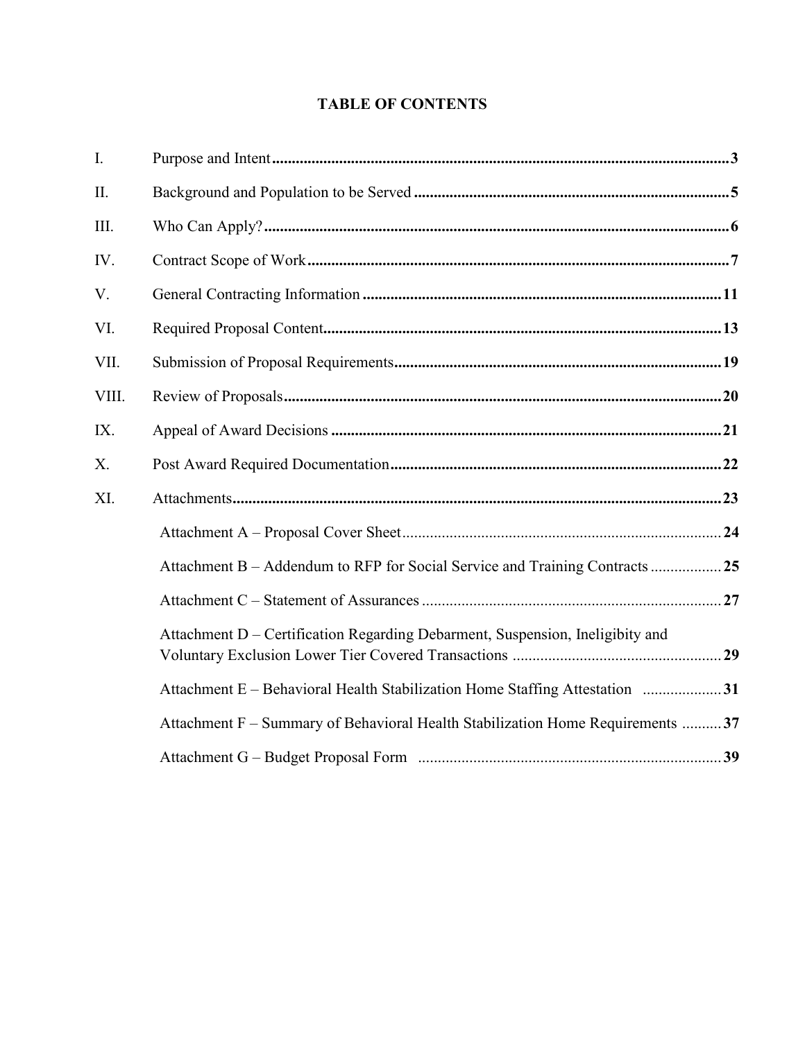**TABLE OF CONTENTS**

| | | |
|---|---|---|
| I. | Purpose and Intent | **3** |
| II. | Background and Population to be Served | **5** |
| III. | Who Can Apply? | **6** |
| IV. | Contract Scope of Work | **7** |
| V. | General Contracting Information | **11** |
| VI. | Required Proposal Content | **13** |
| VII. | Submission of Proposal Requirements | **19** |
| VIII. | Review of Proposals | **20** |
| IX. | Appeal of Award Decisions | **21** |
| X. | Post Award Required Documentation | **22** |
| XI. | Attachments | **23** |
| | Attachment A – Proposal Cover Sheet | **24** |
| | Attachment B – Addendum to RFP for Social Service and Training Contracts | **25** |
| | Attachment C – Statement of Assurances | **27** |
| | Attachment D – Certification Regarding Debarment, Suspension, Ineligibity and Voluntary Exclusion Lower Tier Covered Transactions | **29** |
| | Attachment E – Behavioral Health Stabilization Home Staffing Attestation | **31** |
| | Attachment F – Summary of Behavioral Health Stabilization Home Requirements | **37** |
| | Attachment G – Budget Proposal Form | **39** |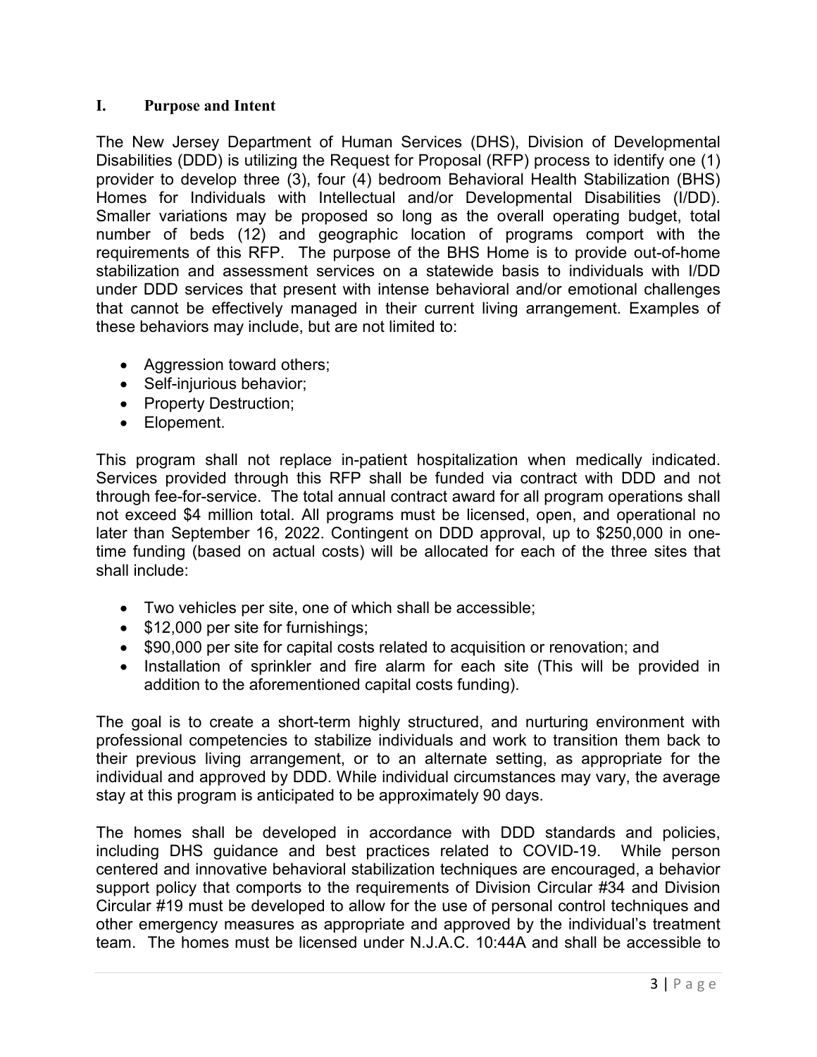## I. Purpose and Intent

The New Jersey Department of Human Services (DHS), Division of Developmental Disabilities (DDD) is utilizing the Request for Proposal (RFP) process to identify one (1) provider to develop three (3), four (4) bedroom Behavioral Health Stabilization (BHS) Homes for Individuals with Intellectual and/or Developmental Disabilities (I/DD). Smaller variations may be proposed so long as the overall operating budget, total number of beds (12) and geographic location of programs comport with the requirements of this RFP. The purpose of the BHS Home is to provide out-of-home stabilization and assessment services on a statewide basis to individuals with I/DD under DDD services that present with intense behavioral and/or emotional challenges that cannot be effectively managed in their current living arrangement. Examples of these behaviors may include, but are not limited to:

- Aggression toward others;
- Self-injurious behavior;
- Property Destruction;
- Elopement.

This program shall not replace in-patient hospitalization when medically indicated. Services provided through this RFP shall be funded via contract with DDD and not through fee-for-service. The total annual contract award for all program operations shall not exceed $4 million total. All programs must be licensed, open, and operational no later than September 16, 2022. Contingent on DDD approval, up to $250,000 in one-time funding (based on actual costs) will be allocated for each of the three sites that shall include:

- Two vehicles per site, one of which shall be accessible;
- $12,000 per site for furnishings;
- $90,000 per site for capital costs related to acquisition or renovation; and
- Installation of sprinkler and fire alarm for each site (This will be provided in addition to the aforementioned capital costs funding).

The goal is to create a short-term highly structured, and nurturing environment with professional competencies to stabilize individuals and work to transition them back to their previous living arrangement, or to an alternate setting, as appropriate for the individual and approved by DDD. While individual circumstances may vary, the average stay at this program is anticipated to be approximately 90 days.

The homes shall be developed in accordance with DDD standards and policies, including DHS guidance and best practices related to COVID-19. While person centered and innovative behavioral stabilization techniques are encouraged, a behavior support policy that comports to the requirements of Division Circular #34 and Division Circular #19 must be developed to allow for the use of personal control techniques and other emergency measures as appropriate and approved by the individual's treatment team. The homes must be licensed under N.J.A.C. 10:44A and shall be accessible to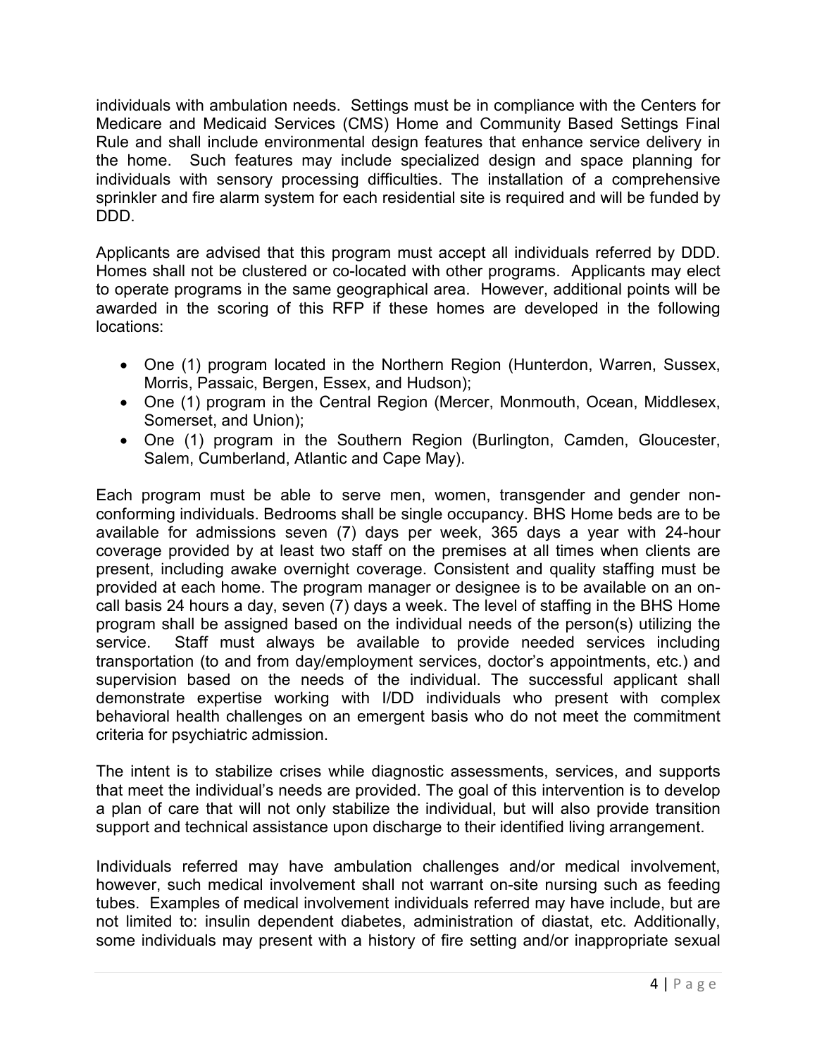individuals with ambulation needs. Settings must be in compliance with the Centers for Medicare and Medicaid Services (CMS) Home and Community Based Settings Final Rule and shall include environmental design features that enhance service delivery in the home. Such features may include specialized design and space planning for individuals with sensory processing difficulties. The installation of a comprehensive sprinkler and fire alarm system for each residential site is required and will be funded by DDD.

Applicants are advised that this program must accept all individuals referred by DDD. Homes shall not be clustered or co-located with other programs. Applicants may elect to operate programs in the same geographical area. However, additional points will be awarded in the scoring of this RFP if these homes are developed in the following locations:

- One (1) program located in the Northern Region (Hunterdon, Warren, Sussex, Morris, Passaic, Bergen, Essex, and Hudson);
- One (1) program in the Central Region (Mercer, Monmouth, Ocean, Middlesex, Somerset, and Union);
- One (1) program in the Southern Region (Burlington, Camden, Gloucester, Salem, Cumberland, Atlantic and Cape May).

Each program must be able to serve men, women, transgender and gender non-conforming individuals. Bedrooms shall be single occupancy. BHS Home beds are to be available for admissions seven (7) days per week, 365 days a year with 24-hour coverage provided by at least two staff on the premises at all times when clients are present, including awake overnight coverage. Consistent and quality staffing must be provided at each home. The program manager or designee is to be available on an on-call basis 24 hours a day, seven (7) days a week. The level of staffing in the BHS Home program shall be assigned based on the individual needs of the person(s) utilizing the service. Staff must always be available to provide needed services including transportation (to and from day/employment services, doctor's appointments, etc.) and supervision based on the needs of the individual. The successful applicant shall demonstrate expertise working with I/DD individuals who present with complex behavioral health challenges on an emergent basis who do not meet the commitment criteria for psychiatric admission.

The intent is to stabilize crises while diagnostic assessments, services, and supports that meet the individual's needs are provided. The goal of this intervention is to develop a plan of care that will not only stabilize the individual, but will also provide transition support and technical assistance upon discharge to their identified living arrangement.

Individuals referred may have ambulation challenges and/or medical involvement, however, such medical involvement shall not warrant on-site nursing such as feeding tubes. Examples of medical involvement individuals referred may have include, but are not limited to: insulin dependent diabetes, administration of diastat, etc. Additionally, some individuals may present with a history of fire setting and/or inappropriate sexual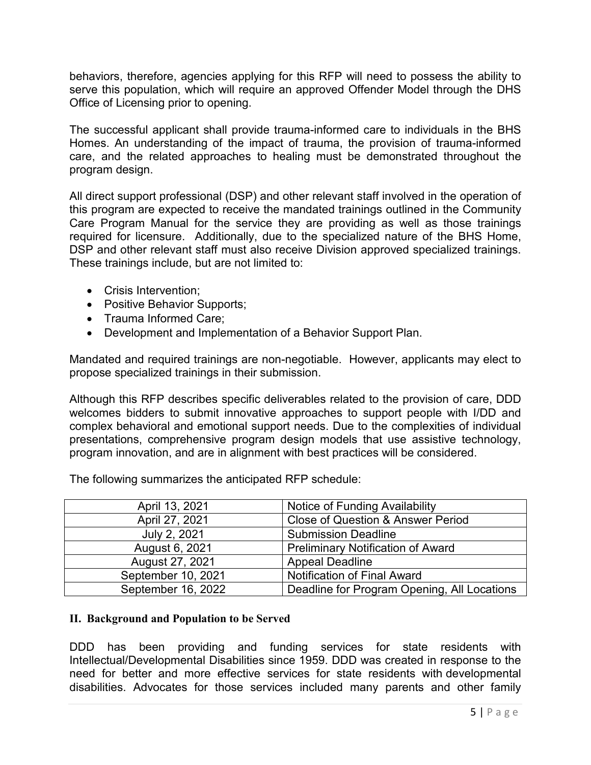behaviors, therefore, agencies applying for this RFP will need to possess the ability to serve this population, which will require an approved Offender Model through the DHS Office of Licensing prior to opening.

The successful applicant shall provide trauma-informed care to individuals in the BHS Homes. An understanding of the impact of trauma, the provision of trauma-informed care, and the related approaches to healing must be demonstrated throughout the program design.

All direct support professional (DSP) and other relevant staff involved in the operation of this program are expected to receive the mandated trainings outlined in the Community Care Program Manual for the service they are providing as well as those trainings required for licensure. Additionally, due to the specialized nature of the BHS Home, DSP and other relevant staff must also receive Division approved specialized trainings. These trainings include, but are not limited to:

- Crisis Intervention;
- Positive Behavior Supports;
- Trauma Informed Care;
- Development and Implementation of a Behavior Support Plan.

Mandated and required trainings are non-negotiable. However, applicants may elect to propose specialized trainings in their submission.

Although this RFP describes specific deliverables related to the provision of care, DDD welcomes bidders to submit innovative approaches to support people with I/DD and complex behavioral and emotional support needs. Due to the complexities of individual presentations, comprehensive program design models that use assistive technology, program innovation, and are in alignment with best practices will be considered.

The following summarizes the anticipated RFP schedule:

| | |
|---|---|
| April 13, 2021 | Notice of Funding Availability |
| April 27, 2021 | Close of Question & Answer Period |
| July 2, 2021 | Submission Deadline |
| August 6, 2021 | Preliminary Notification of Award |
| August 27, 2021 | Appeal Deadline |
| September 10, 2021 | Notification of Final Award |
| September 16, 2022 | Deadline for Program Opening, All Locations |

## II. Background and Population to be Served

DDD has been providing and funding services for state residents with Intellectual/Developmental Disabilities since 1959. DDD was created in response to the need for better and more effective services for state residents with developmental disabilities. Advocates for those services included many parents and other family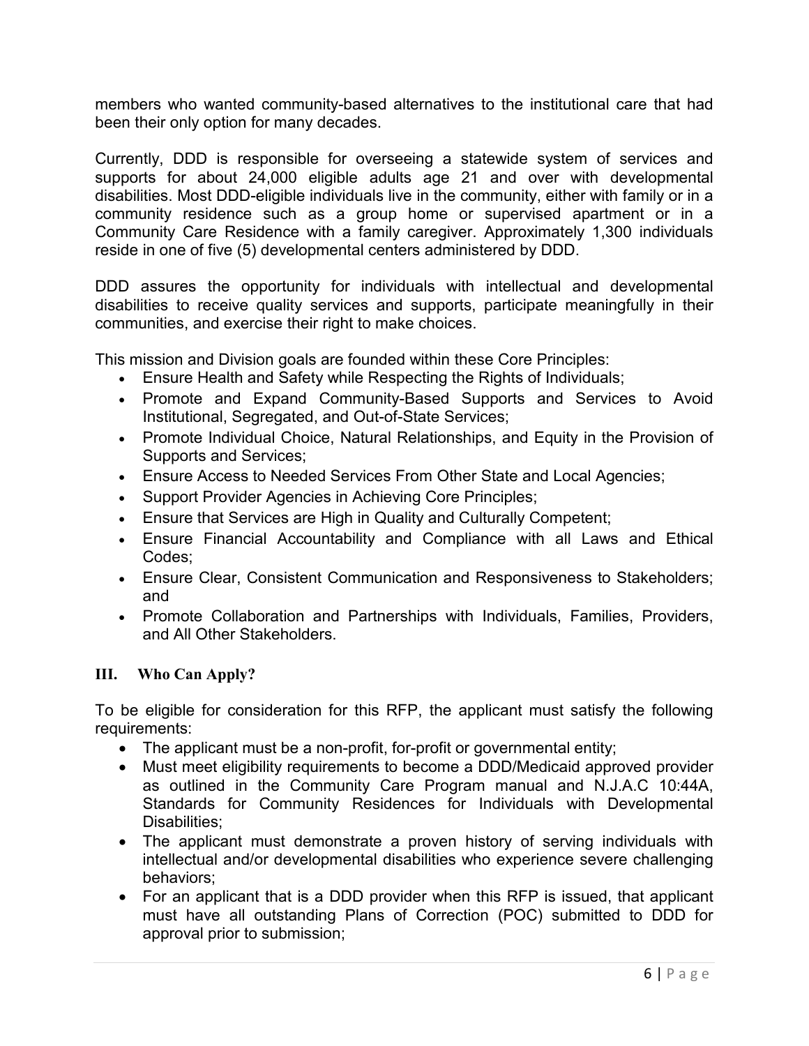members who wanted community-based alternatives to the institutional care that had been their only option for many decades.

Currently, DDD is responsible for overseeing a statewide system of services and supports for about 24,000 eligible adults age 21 and over with developmental disabilities. Most DDD-eligible individuals live in the community, either with family or in a community residence such as a group home or supervised apartment or in a Community Care Residence with a family caregiver. Approximately 1,300 individuals reside in one of five (5) developmental centers administered by DDD.

DDD assures the opportunity for individuals with intellectual and developmental disabilities to receive quality services and supports, participate meaningfully in their communities, and exercise their right to make choices.

This mission and Division goals are founded within these Core Principles:

- Ensure Health and Safety while Respecting the Rights of Individuals;
- Promote and Expand Community-Based Supports and Services to Avoid Institutional, Segregated, and Out-of-State Services;
- Promote Individual Choice, Natural Relationships, and Equity in the Provision of Supports and Services;
- Ensure Access to Needed Services From Other State and Local Agencies;
- Support Provider Agencies in Achieving Core Principles;
- Ensure that Services are High in Quality and Culturally Competent;
- Ensure Financial Accountability and Compliance with all Laws and Ethical Codes;
- Ensure Clear, Consistent Communication and Responsiveness to Stakeholders; and
- Promote Collaboration and Partnerships with Individuals, Families, Providers, and All Other Stakeholders.

## III. Who Can Apply?

To be eligible for consideration for this RFP, the applicant must satisfy the following requirements:

- The applicant must be a non-profit, for-profit or governmental entity;
- Must meet eligibility requirements to become a DDD/Medicaid approved provider as outlined in the Community Care Program manual and N.J.A.C 10:44A, Standards for Community Residences for Individuals with Developmental Disabilities;
- The applicant must demonstrate a proven history of serving individuals with intellectual and/or developmental disabilities who experience severe challenging behaviors;
- For an applicant that is a DDD provider when this RFP is issued, that applicant must have all outstanding Plans of Correction (POC) submitted to DDD for approval prior to submission;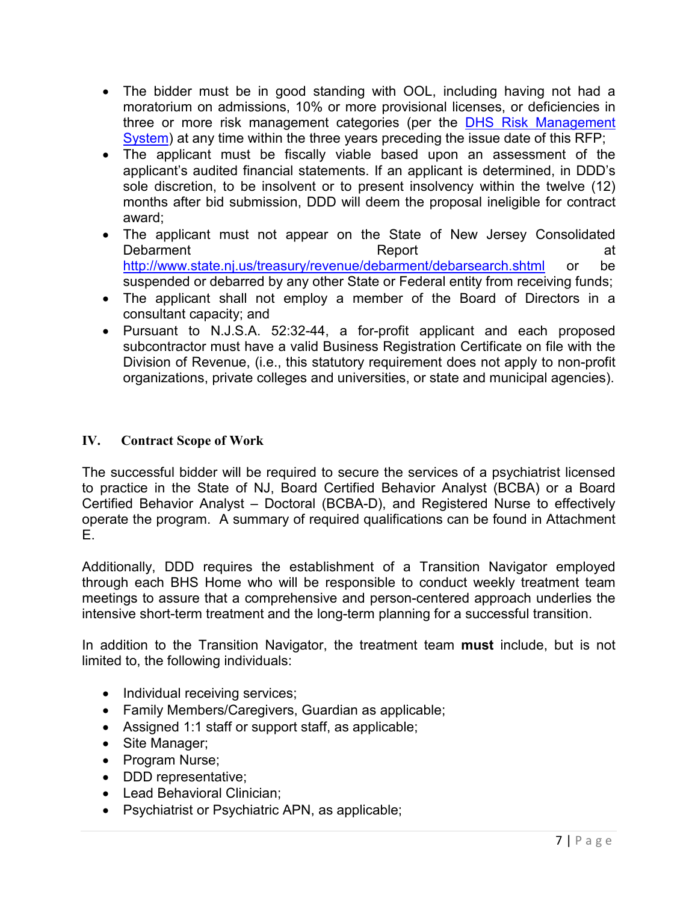- The bidder must be in good standing with OOL, including having not had a moratorium on admissions, 10% or more provisional licenses, or deficiencies in three or more risk management categories (per the [DHS Risk Management System](#)) at any time within the three years preceding the issue date of this RFP;
- The applicant must be fiscally viable based upon an assessment of the applicant's audited financial statements. If an applicant is determined, in DDD's sole discretion, to be insolvent or to present insolvency within the twelve (12) months after bid submission, DDD will deem the proposal ineligible for contract award;
- The applicant must not appear on the State of New Jersey Consolidated Debarment Report at http://www.state.nj.us/treasury/revenue/debarment/debarsearch.shtml or be suspended or debarred by any other State or Federal entity from receiving funds;
- The applicant shall not employ a member of the Board of Directors in a consultant capacity; and
- Pursuant to N.J.S.A. 52:32-44, a for-profit applicant and each proposed subcontractor must have a valid Business Registration Certificate on file with the Division of Revenue, (i.e., this statutory requirement does not apply to non-profit organizations, private colleges and universities, or state and municipal agencies).

## IV. Contract Scope of Work

The successful bidder will be required to secure the services of a psychiatrist licensed to practice in the State of NJ, Board Certified Behavior Analyst (BCBA) or a Board Certified Behavior Analyst – Doctoral (BCBA-D), and Registered Nurse to effectively operate the program. A summary of required qualifications can be found in Attachment E.

Additionally, DDD requires the establishment of a Transition Navigator employed through each BHS Home who will be responsible to conduct weekly treatment team meetings to assure that a comprehensive and person-centered approach underlies the intensive short-term treatment and the long-term planning for a successful transition.

In addition to the Transition Navigator, the treatment team **must** include, but is not limited to, the following individuals:

- Individual receiving services;
- Family Members/Caregivers, Guardian as applicable;
- Assigned 1:1 staff or support staff, as applicable;
- Site Manager;
- Program Nurse;
- DDD representative;
- Lead Behavioral Clinician;
- Psychiatrist or Psychiatric APN, as applicable;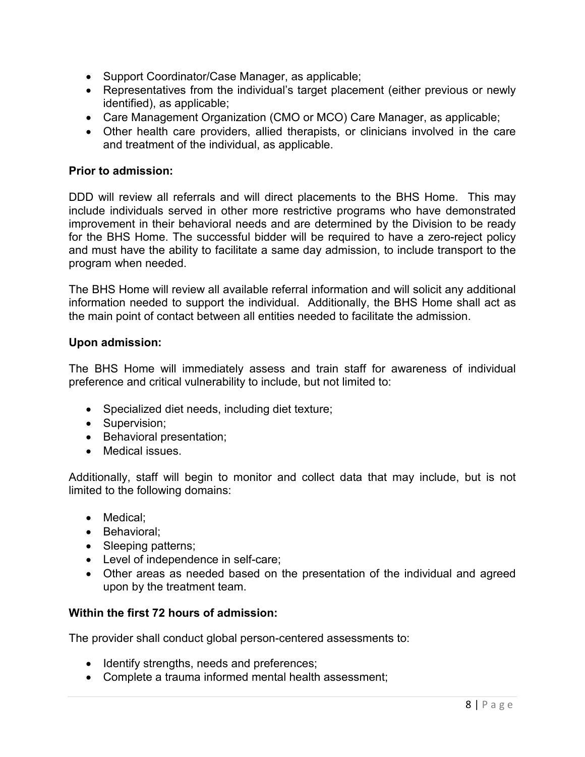- Support Coordinator/Case Manager, as applicable;
- Representatives from the individual's target placement (either previous or newly identified), as applicable;
- Care Management Organization (CMO or MCO) Care Manager, as applicable;
- Other health care providers, allied therapists, or clinicians involved in the care and treatment of the individual, as applicable.

**Prior to admission:**

DDD will review all referrals and will direct placements to the BHS Home. This may include individuals served in other more restrictive programs who have demonstrated improvement in their behavioral needs and are determined by the Division to be ready for the BHS Home. The successful bidder will be required to have a zero-reject policy and must have the ability to facilitate a same day admission, to include transport to the program when needed.

The BHS Home will review all available referral information and will solicit any additional information needed to support the individual. Additionally, the BHS Home shall act as the main point of contact between all entities needed to facilitate the admission.

**Upon admission:**

The BHS Home will immediately assess and train staff for awareness of individual preference and critical vulnerability to include, but not limited to:

- Specialized diet needs, including diet texture;
- Supervision;
- Behavioral presentation;
- Medical issues.

Additionally, staff will begin to monitor and collect data that may include, but is not limited to the following domains:

- Medical;
- Behavioral;
- Sleeping patterns;
- Level of independence in self-care;
- Other areas as needed based on the presentation of the individual and agreed upon by the treatment team.

**Within the first 72 hours of admission:**

The provider shall conduct global person-centered assessments to:

- Identify strengths, needs and preferences;
- Complete a trauma informed mental health assessment;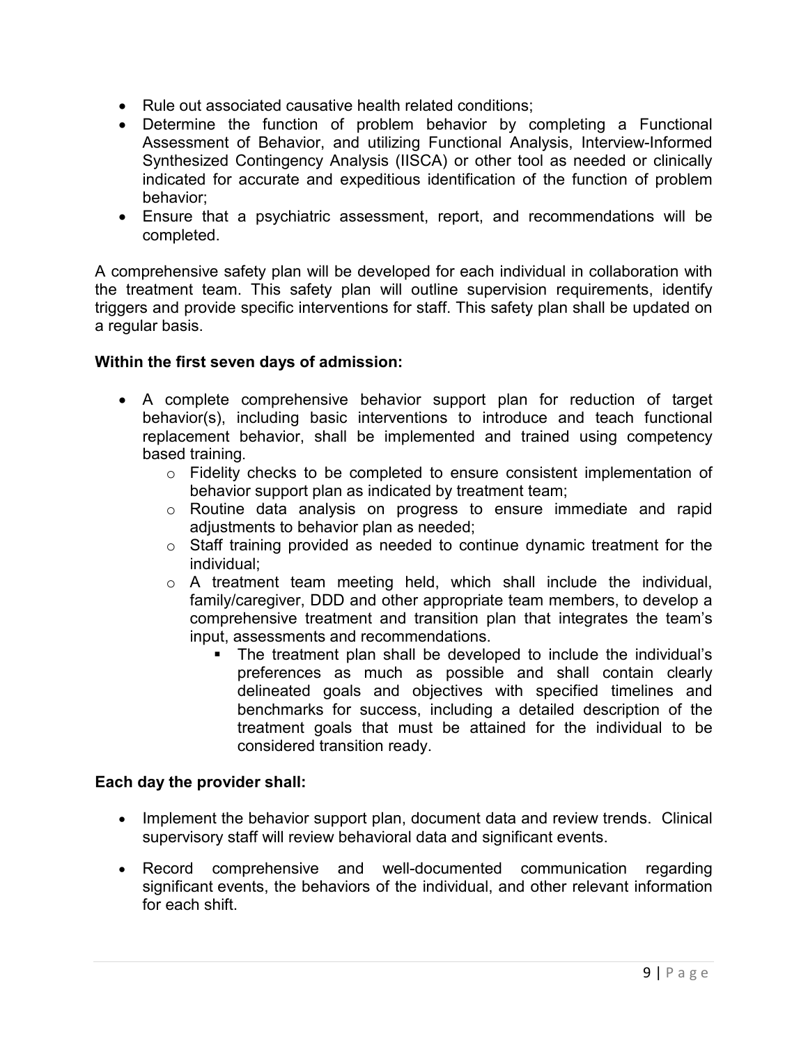- Rule out associated causative health related conditions;
- Determine the function of problem behavior by completing a Functional Assessment of Behavior, and utilizing Functional Analysis, Interview-Informed Synthesized Contingency Analysis (IISCA) or other tool as needed or clinically indicated for accurate and expeditious identification of the function of problem behavior;
- Ensure that a psychiatric assessment, report, and recommendations will be completed.

A comprehensive safety plan will be developed for each individual in collaboration with the treatment team. This safety plan will outline supervision requirements, identify triggers and provide specific interventions for staff. This safety plan shall be updated on a regular basis.

**Within the first seven days of admission:**

- A complete comprehensive behavior support plan for reduction of target behavior(s), including basic interventions to introduce and teach functional replacement behavior, shall be implemented and trained using competency based training.
    - Fidelity checks to be completed to ensure consistent implementation of behavior support plan as indicated by treatment team;
    - Routine data analysis on progress to ensure immediate and rapid adjustments to behavior plan as needed;
    - Staff training provided as needed to continue dynamic treatment for the individual;
    - A treatment team meeting held, which shall include the individual, family/caregiver, DDD and other appropriate team members, to develop a comprehensive treatment and transition plan that integrates the team's input, assessments and recommendations.
        - The treatment plan shall be developed to include the individual's preferences as much as possible and shall contain clearly delineated goals and objectives with specified timelines and benchmarks for success, including a detailed description of the treatment goals that must be attained for the individual to be considered transition ready.

**Each day the provider shall:**

- Implement the behavior support plan, document data and review trends. Clinical supervisory staff will review behavioral data and significant events.
- Record comprehensive and well-documented communication regarding significant events, the behaviors of the individual, and other relevant information for each shift.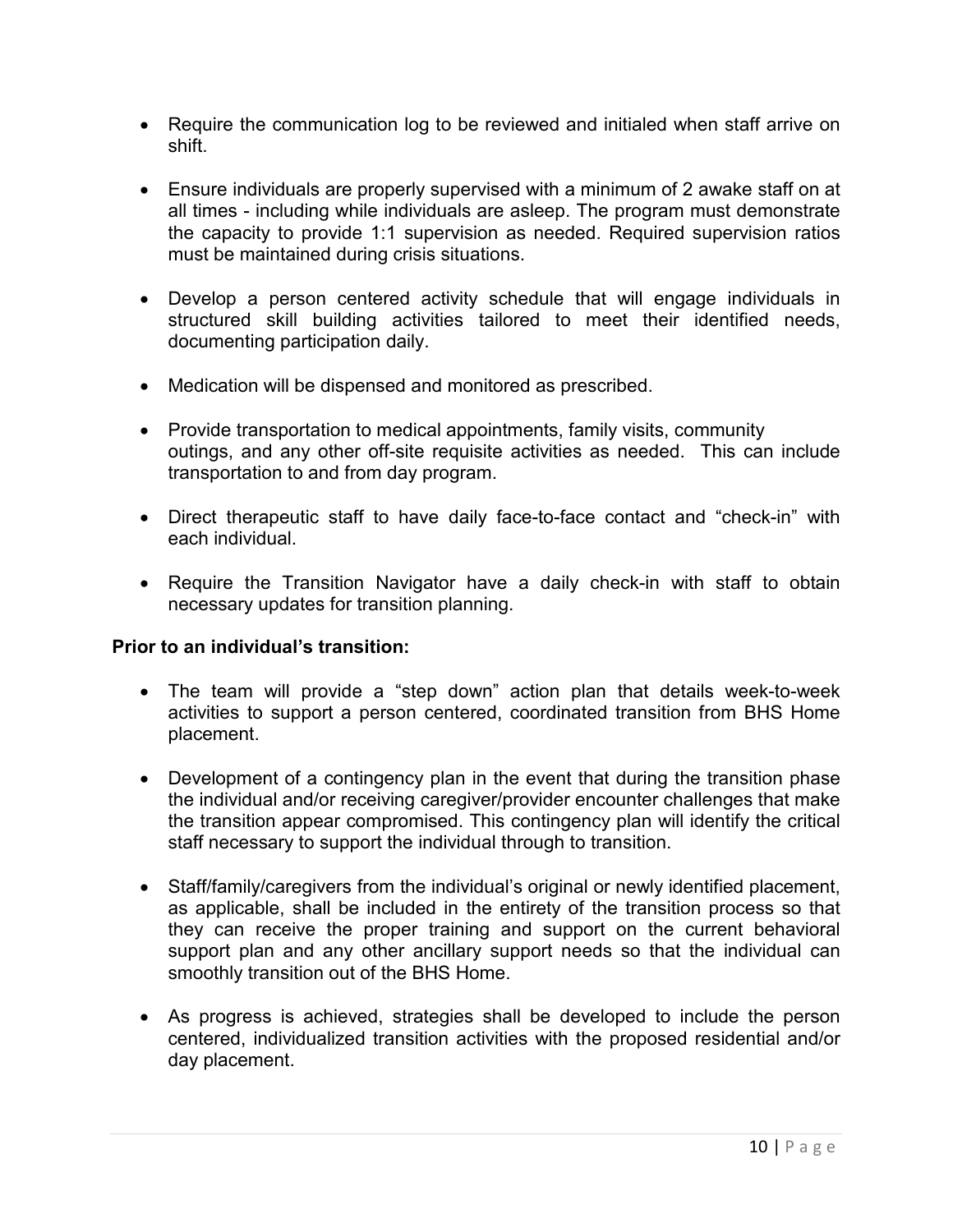- Require the communication log to be reviewed and initialed when staff arrive on shift.

- Ensure individuals are properly supervised with a minimum of 2 awake staff on at all times - including while individuals are asleep. The program must demonstrate the capacity to provide 1:1 supervision as needed. Required supervision ratios must be maintained during crisis situations.

- Develop a person centered activity schedule that will engage individuals in structured skill building activities tailored to meet their identified needs, documenting participation daily.

- Medication will be dispensed and monitored as prescribed.

- Provide transportation to medical appointments, family visits, community outings, and any other off-site requisite activities as needed. This can include transportation to and from day program.

- Direct therapeutic staff to have daily face-to-face contact and "check-in" with each individual.

- Require the Transition Navigator have a daily check-in with staff to obtain necessary updates for transition planning.

**Prior to an individual's transition:**

- The team will provide a "step down" action plan that details week-to-week activities to support a person centered, coordinated transition from BHS Home placement.

- Development of a contingency plan in the event that during the transition phase the individual and/or receiving caregiver/provider encounter challenges that make the transition appear compromised. This contingency plan will identify the critical staff necessary to support the individual through to transition.

- Staff/family/caregivers from the individual's original or newly identified placement, as applicable, shall be included in the entirety of the transition process so that they can receive the proper training and support on the current behavioral support plan and any other ancillary support needs so that the individual can smoothly transition out of the BHS Home.

- As progress is achieved, strategies shall be developed to include the person centered, individualized transition activities with the proposed residential and/or day placement.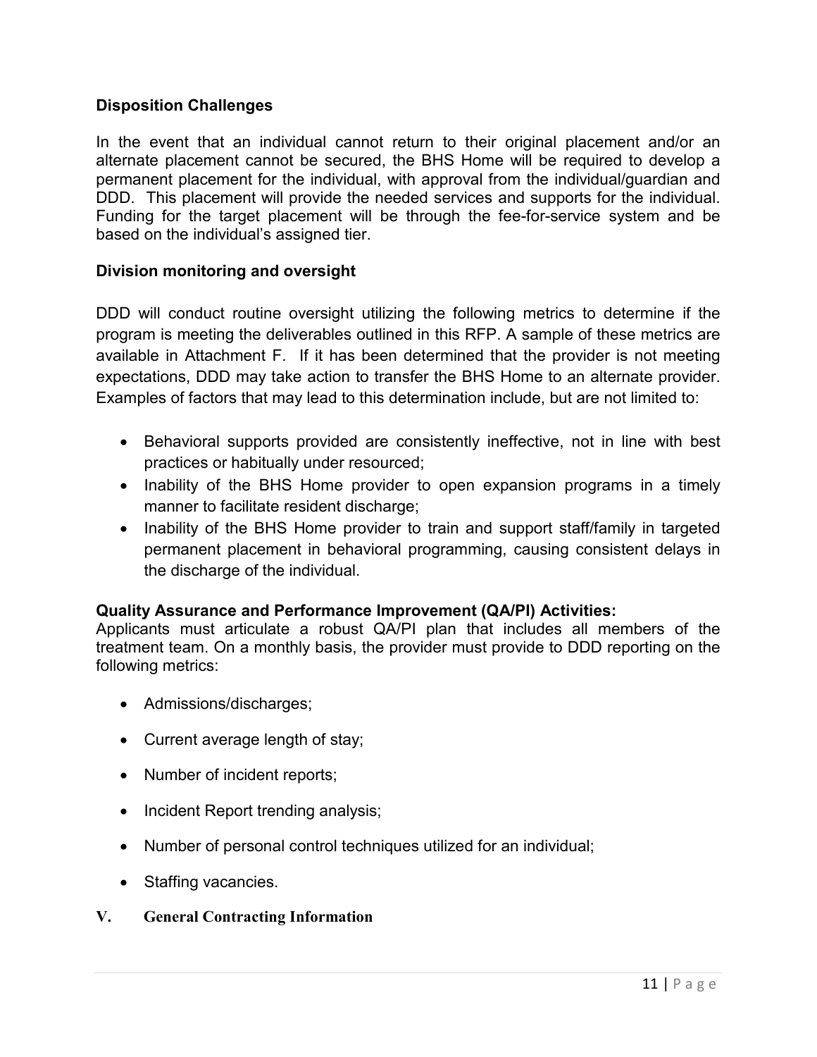**Disposition Challenges**

In the event that an individual cannot return to their original placement and/or an alternate placement cannot be secured, the BHS Home will be required to develop a permanent placement for the individual, with approval from the individual/guardian and DDD. This placement will provide the needed services and supports for the individual. Funding for the target placement will be through the fee-for-service system and be based on the individual's assigned tier.

**Division monitoring and oversight**

DDD will conduct routine oversight utilizing the following metrics to determine if the program is meeting the deliverables outlined in this RFP. A sample of these metrics are available in Attachment F. If it has been determined that the provider is not meeting expectations, DDD may take action to transfer the BHS Home to an alternate provider. Examples of factors that may lead to this determination include, but are not limited to:

- Behavioral supports provided are consistently ineffective, not in line with best practices or habitually under resourced;
- Inability of the BHS Home provider to open expansion programs in a timely manner to facilitate resident discharge;
- Inability of the BHS Home provider to train and support staff/family in targeted permanent placement in behavioral programming, causing consistent delays in the discharge of the individual.

**Quality Assurance and Performance Improvement (QA/PI) Activities:**
Applicants must articulate a robust QA/PI plan that includes all members of the treatment team. On a monthly basis, the provider must provide to DDD reporting on the following metrics:

- Admissions/discharges;
- Current average length of stay;
- Number of incident reports;
- Incident Report trending analysis;
- Number of personal control techniques utilized for an individual;
- Staffing vacancies.

## V. General Contracting Information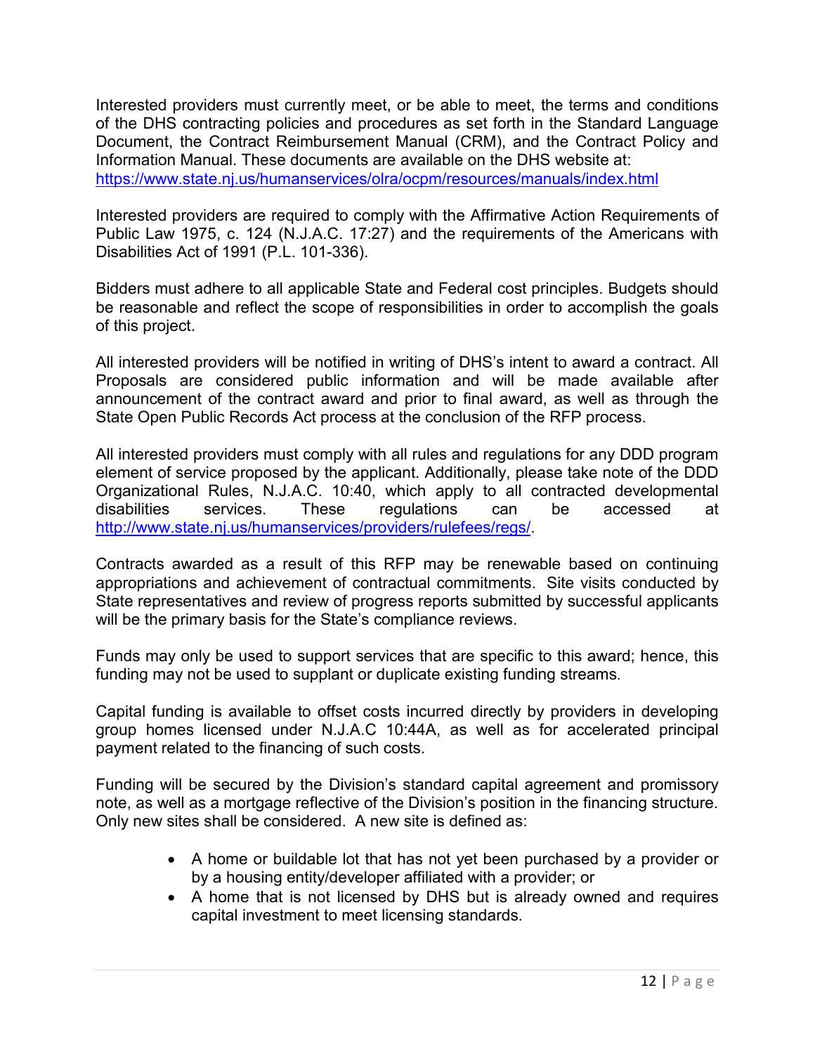Interested providers must currently meet, or be able to meet, the terms and conditions of the DHS contracting policies and procedures as set forth in the Standard Language Document, the Contract Reimbursement Manual (CRM), and the Contract Policy and Information Manual. These documents are available on the DHS website at: https://www.state.nj.us/humanservices/olra/ocpm/resources/manuals/index.html

Interested providers are required to comply with the Affirmative Action Requirements of Public Law 1975, c. 124 (N.J.A.C. 17:27) and the requirements of the Americans with Disabilities Act of 1991 (P.L. 101-336).

Bidders must adhere to all applicable State and Federal cost principles. Budgets should be reasonable and reflect the scope of responsibilities in order to accomplish the goals of this project.

All interested providers will be notified in writing of DHS's intent to award a contract. All Proposals are considered public information and will be made available after announcement of the contract award and prior to final award, as well as through the State Open Public Records Act process at the conclusion of the RFP process.

All interested providers must comply with all rules and regulations for any DDD program element of service proposed by the applicant. Additionally, please take note of the DDD Organizational Rules, N.J.A.C. 10:40, which apply to all contracted developmental disabilities services. These regulations can be accessed at http://www.state.nj.us/humanservices/providers/rulefees/regs/.

Contracts awarded as a result of this RFP may be renewable based on continuing appropriations and achievement of contractual commitments. Site visits conducted by State representatives and review of progress reports submitted by successful applicants will be the primary basis for the State's compliance reviews.

Funds may only be used to support services that are specific to this award; hence, this funding may not be used to supplant or duplicate existing funding streams.

Capital funding is available to offset costs incurred directly by providers in developing group homes licensed under N.J.A.C 10:44A, as well as for accelerated principal payment related to the financing of such costs.

Funding will be secured by the Division's standard capital agreement and promissory note, as well as a mortgage reflective of the Division's position in the financing structure. Only new sites shall be considered. A new site is defined as:

- A home or buildable lot that has not yet been purchased by a provider or by a housing entity/developer affiliated with a provider; or
- A home that is not licensed by DHS but is already owned and requires capital investment to meet licensing standards.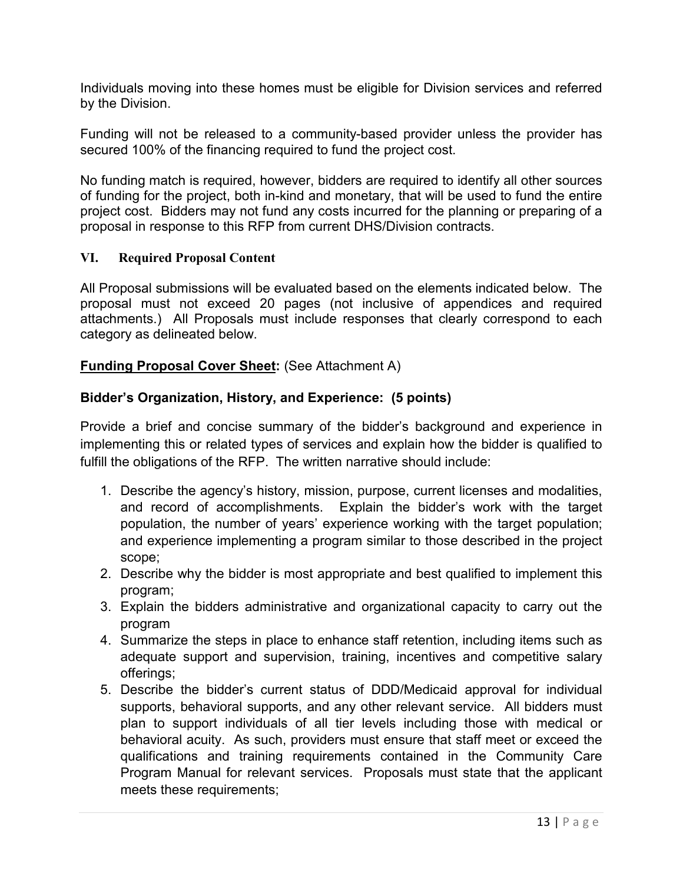Individuals moving into these homes must be eligible for Division services and referred by the Division.

Funding will not be released to a community-based provider unless the provider has secured 100% of the financing required to fund the project cost.

No funding match is required, however, bidders are required to identify all other sources of funding for the project, both in-kind and monetary, that will be used to fund the entire project cost. Bidders may not fund any costs incurred for the planning or preparing of a proposal in response to this RFP from current DHS/Division contracts.

## VI. Required Proposal Content

All Proposal submissions will be evaluated based on the elements indicated below. The proposal must not exceed 20 pages (not inclusive of appendices and required attachments.) All Proposals must include responses that clearly correspond to each category as delineated below.

**Funding Proposal Cover Sheet:** (See Attachment A)

**Bidder's Organization, History, and Experience: (5 points)**

Provide a brief and concise summary of the bidder's background and experience in implementing this or related types of services and explain how the bidder is qualified to fulfill the obligations of the RFP. The written narrative should include:

1. Describe the agency's history, mission, purpose, current licenses and modalities, and record of accomplishments. Explain the bidder's work with the target population, the number of years' experience working with the target population; and experience implementing a program similar to those described in the project scope;
2. Describe why the bidder is most appropriate and best qualified to implement this program;
3. Explain the bidders administrative and organizational capacity to carry out the program
4. Summarize the steps in place to enhance staff retention, including items such as adequate support and supervision, training, incentives and competitive salary offerings;
5. Describe the bidder's current status of DDD/Medicaid approval for individual supports, behavioral supports, and any other relevant service. All bidders must plan to support individuals of all tier levels including those with medical or behavioral acuity. As such, providers must ensure that staff meet or exceed the qualifications and training requirements contained in the Community Care Program Manual for relevant services. Proposals must state that the applicant meets these requirements;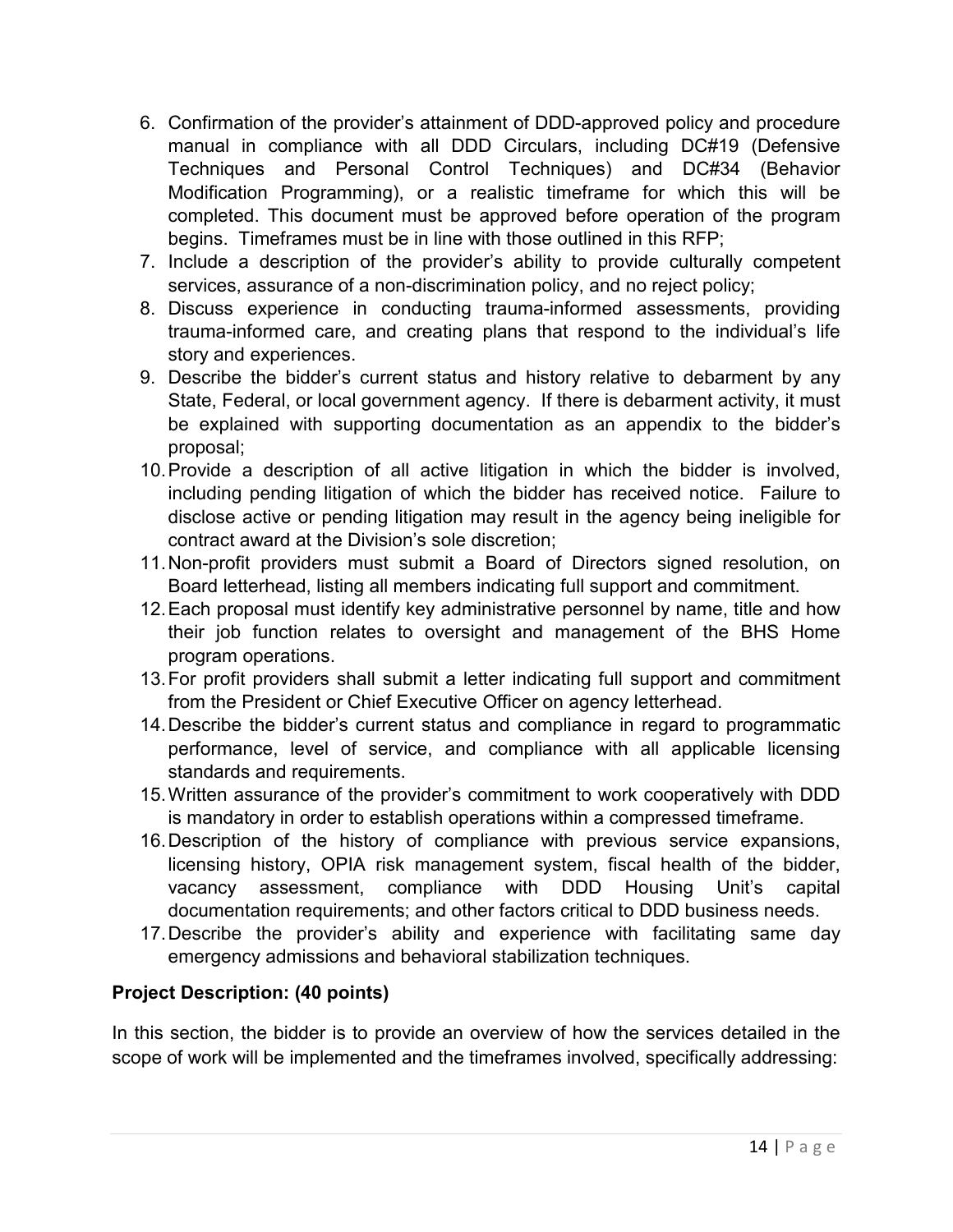6. Confirmation of the provider's attainment of DDD-approved policy and procedure manual in compliance with all DDD Circulars, including DC#19 (Defensive Techniques and Personal Control Techniques) and DC#34 (Behavior Modification Programming), or a realistic timeframe for which this will be completed. This document must be approved before operation of the program begins. Timeframes must be in line with those outlined in this RFP;
7. Include a description of the provider's ability to provide culturally competent services, assurance of a non-discrimination policy, and no reject policy;
8. Discuss experience in conducting trauma-informed assessments, providing trauma-informed care, and creating plans that respond to the individual's life story and experiences.
9. Describe the bidder's current status and history relative to debarment by any State, Federal, or local government agency. If there is debarment activity, it must be explained with supporting documentation as an appendix to the bidder's proposal;
10. Provide a description of all active litigation in which the bidder is involved, including pending litigation of which the bidder has received notice. Failure to disclose active or pending litigation may result in the agency being ineligible for contract award at the Division's sole discretion;
11. Non-profit providers must submit a Board of Directors signed resolution, on Board letterhead, listing all members indicating full support and commitment.
12. Each proposal must identify key administrative personnel by name, title and how their job function relates to oversight and management of the BHS Home program operations.
13. For profit providers shall submit a letter indicating full support and commitment from the President or Chief Executive Officer on agency letterhead.
14. Describe the bidder's current status and compliance in regard to programmatic performance, level of service, and compliance with all applicable licensing standards and requirements.
15. Written assurance of the provider's commitment to work cooperatively with DDD is mandatory in order to establish operations within a compressed timeframe.
16. Description of the history of compliance with previous service expansions, licensing history, OPIA risk management system, fiscal health of the bidder, vacancy assessment, compliance with DDD Housing Unit's capital documentation requirements; and other factors critical to DDD business needs.
17. Describe the provider's ability and experience with facilitating same day emergency admissions and behavioral stabilization techniques.

**Project Description: (40 points)**

In this section, the bidder is to provide an overview of how the services detailed in the scope of work will be implemented and the timeframes involved, specifically addressing: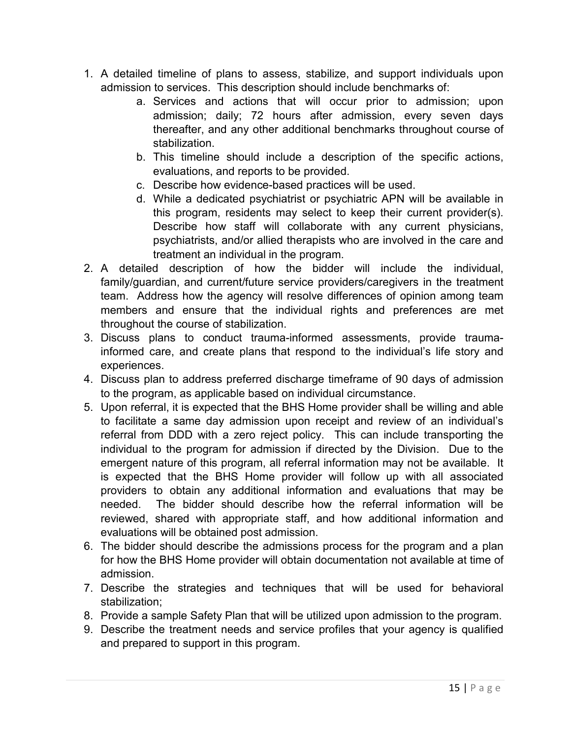1. A detailed timeline of plans to assess, stabilize, and support individuals upon admission to services. This description should include benchmarks of:
    a. Services and actions that will occur prior to admission; upon admission; daily; 72 hours after admission, every seven days thereafter, and any other additional benchmarks throughout course of stabilization.
    b. This timeline should include a description of the specific actions, evaluations, and reports to be provided.
    c. Describe how evidence-based practices will be used.
    d. While a dedicated psychiatrist or psychiatric APN will be available in this program, residents may select to keep their current provider(s). Describe how staff will collaborate with any current physicians, psychiatrists, and/or allied therapists who are involved in the care and treatment an individual in the program.
2. A detailed description of how the bidder will include the individual, family/guardian, and current/future service providers/caregivers in the treatment team. Address how the agency will resolve differences of opinion among team members and ensure that the individual rights and preferences are met throughout the course of stabilization.
3. Discuss plans to conduct trauma-informed assessments, provide trauma-informed care, and create plans that respond to the individual's life story and experiences.
4. Discuss plan to address preferred discharge timeframe of 90 days of admission to the program, as applicable based on individual circumstance.
5. Upon referral, it is expected that the BHS Home provider shall be willing and able to facilitate a same day admission upon receipt and review of an individual's referral from DDD with a zero reject policy. This can include transporting the individual to the program for admission if directed by the Division. Due to the emergent nature of this program, all referral information may not be available. It is expected that the BHS Home provider will follow up with all associated providers to obtain any additional information and evaluations that may be needed. The bidder should describe how the referral information will be reviewed, shared with appropriate staff, and how additional information and evaluations will be obtained post admission.
6. The bidder should describe the admissions process for the program and a plan for how the BHS Home provider will obtain documentation not available at time of admission.
7. Describe the strategies and techniques that will be used for behavioral stabilization;
8. Provide a sample Safety Plan that will be utilized upon admission to the program.
9. Describe the treatment needs and service profiles that your agency is qualified and prepared to support in this program.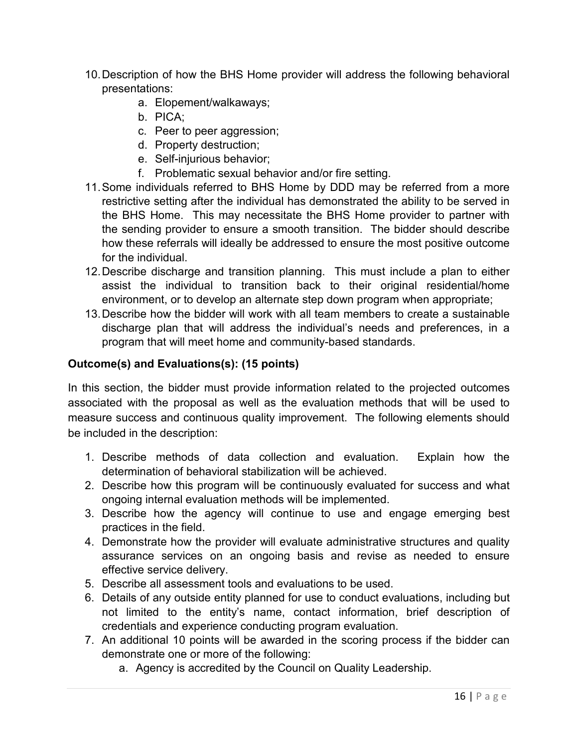10. Description of how the BHS Home provider will address the following behavioral presentations:
    a. Elopement/walkaways;
    b. PICA;
    c. Peer to peer aggression;
    d. Property destruction;
    e. Self-injurious behavior;
    f. Problematic sexual behavior and/or fire setting.
11. Some individuals referred to BHS Home by DDD may be referred from a more restrictive setting after the individual has demonstrated the ability to be served in the BHS Home. This may necessitate the BHS Home provider to partner with the sending provider to ensure a smooth transition. The bidder should describe how these referrals will ideally be addressed to ensure the most positive outcome for the individual.
12. Describe discharge and transition planning. This must include a plan to either assist the individual to transition back to their original residential/home environment, or to develop an alternate step down program when appropriate;
13. Describe how the bidder will work with all team members to create a sustainable discharge plan that will address the individual's needs and preferences, in a program that will meet home and community-based standards.

**Outcome(s) and Evaluations(s): (15 points)**

In this section, the bidder must provide information related to the projected outcomes associated with the proposal as well as the evaluation methods that will be used to measure success and continuous quality improvement. The following elements should be included in the description:

1. Describe methods of data collection and evaluation. Explain how the determination of behavioral stabilization will be achieved.
2. Describe how this program will be continuously evaluated for success and what ongoing internal evaluation methods will be implemented.
3. Describe how the agency will continue to use and engage emerging best practices in the field.
4. Demonstrate how the provider will evaluate administrative structures and quality assurance services on an ongoing basis and revise as needed to ensure effective service delivery.
5. Describe all assessment tools and evaluations to be used.
6. Details of any outside entity planned for use to conduct evaluations, including but not limited to the entity's name, contact information, brief description of credentials and experience conducting program evaluation.
7. An additional 10 points will be awarded in the scoring process if the bidder can demonstrate one or more of the following:
    a. Agency is accredited by the Council on Quality Leadership.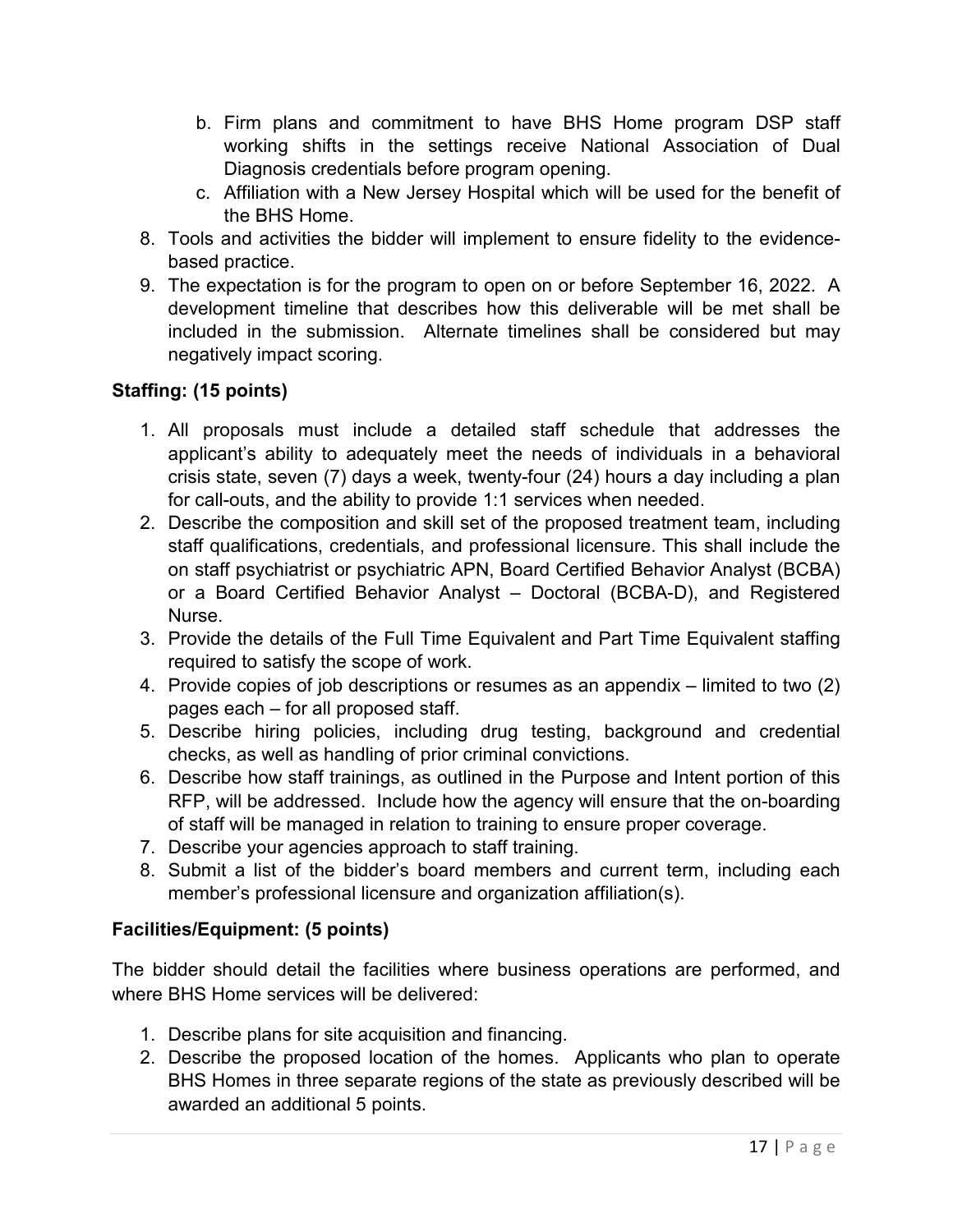b. Firm plans and commitment to have BHS Home program DSP staff working shifts in the settings receive National Association of Dual Diagnosis credentials before program opening.
   c. Affiliation with a New Jersey Hospital which will be used for the benefit of the BHS Home.
8. Tools and activities the bidder will implement to ensure fidelity to the evidence-based practice.
9. The expectation is for the program to open on or before September 16, 2022. A development timeline that describes how this deliverable will be met shall be included in the submission. Alternate timelines shall be considered but may negatively impact scoring.

**Staffing: (15 points)**

1. All proposals must include a detailed staff schedule that addresses the applicant's ability to adequately meet the needs of individuals in a behavioral crisis state, seven (7) days a week, twenty-four (24) hours a day including a plan for call-outs, and the ability to provide 1:1 services when needed.
2. Describe the composition and skill set of the proposed treatment team, including staff qualifications, credentials, and professional licensure. This shall include the on staff psychiatrist or psychiatric APN, Board Certified Behavior Analyst (BCBA) or a Board Certified Behavior Analyst – Doctoral (BCBA-D), and Registered Nurse.
3. Provide the details of the Full Time Equivalent and Part Time Equivalent staffing required to satisfy the scope of work.
4. Provide copies of job descriptions or resumes as an appendix – limited to two (2) pages each – for all proposed staff.
5. Describe hiring policies, including drug testing, background and credential checks, as well as handling of prior criminal convictions.
6. Describe how staff trainings, as outlined in the Purpose and Intent portion of this RFP, will be addressed. Include how the agency will ensure that the on-boarding of staff will be managed in relation to training to ensure proper coverage.
7. Describe your agencies approach to staff training.
8. Submit a list of the bidder's board members and current term, including each member's professional licensure and organization affiliation(s).

**Facilities/Equipment: (5 points)**

The bidder should detail the facilities where business operations are performed, and where BHS Home services will be delivered:

1. Describe plans for site acquisition and financing.
2. Describe the proposed location of the homes. Applicants who plan to operate BHS Homes in three separate regions of the state as previously described will be awarded an additional 5 points.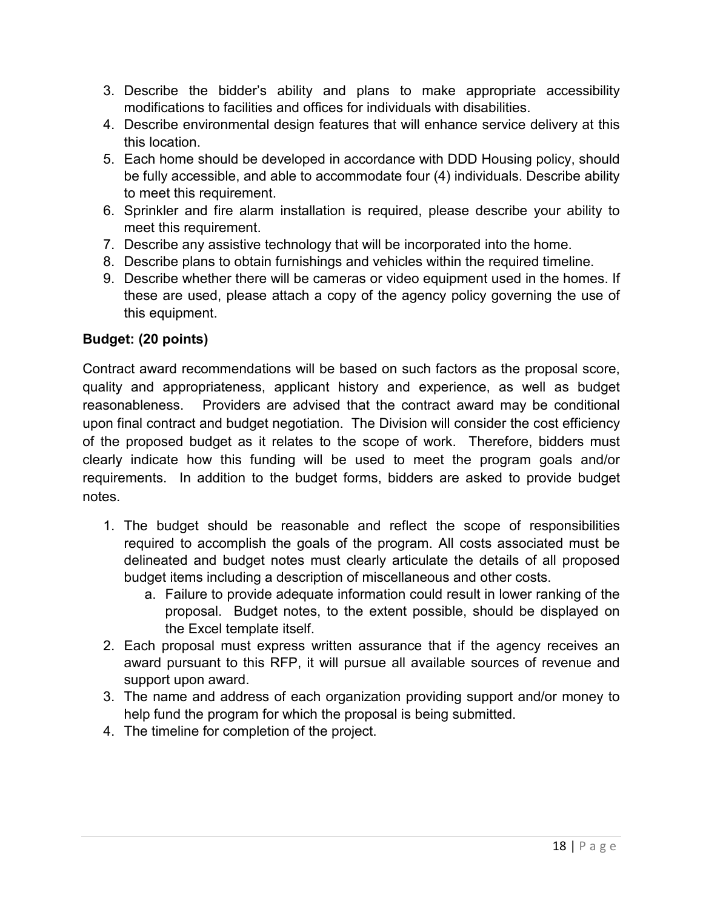3. Describe the bidder's ability and plans to make appropriate accessibility modifications to facilities and offices for individuals with disabilities.
4. Describe environmental design features that will enhance service delivery at this this location.
5. Each home should be developed in accordance with DDD Housing policy, should be fully accessible, and able to accommodate four (4) individuals. Describe ability to meet this requirement.
6. Sprinkler and fire alarm installation is required, please describe your ability to meet this requirement.
7. Describe any assistive technology that will be incorporated into the home.
8. Describe plans to obtain furnishings and vehicles within the required timeline.
9. Describe whether there will be cameras or video equipment used in the homes. If these are used, please attach a copy of the agency policy governing the use of this equipment.

**Budget: (20 points)**

Contract award recommendations will be based on such factors as the proposal score, quality and appropriateness, applicant history and experience, as well as budget reasonableness. Providers are advised that the contract award may be conditional upon final contract and budget negotiation. The Division will consider the cost efficiency of the proposed budget as it relates to the scope of work. Therefore, bidders must clearly indicate how this funding will be used to meet the program goals and/or requirements. In addition to the budget forms, bidders are asked to provide budget notes.

1. The budget should be reasonable and reflect the scope of responsibilities required to accomplish the goals of the program. All costs associated must be delineated and budget notes must clearly articulate the details of all proposed budget items including a description of miscellaneous and other costs.
   a. Failure to provide adequate information could result in lower ranking of the proposal. Budget notes, to the extent possible, should be displayed on the Excel template itself.
2. Each proposal must express written assurance that if the agency receives an award pursuant to this RFP, it will pursue all available sources of revenue and support upon award.
3. The name and address of each organization providing support and/or money to help fund the program for which the proposal is being submitted.
4. The timeline for completion of the project.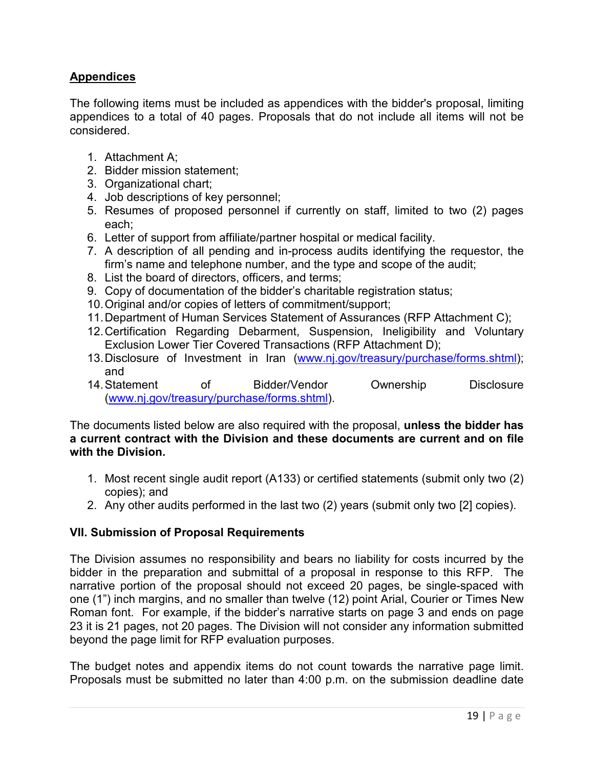## Appendices

The following items must be included as appendices with the bidder's proposal, limiting appendices to a total of 40 pages. Proposals that do not include all items will not be considered.

1. Attachment A;
2. Bidder mission statement;
3. Organizational chart;
4. Job descriptions of key personnel;
5. Resumes of proposed personnel if currently on staff, limited to two (2) pages each;
6. Letter of support from affiliate/partner hospital or medical facility.
7. A description of all pending and in-process audits identifying the requestor, the firm's name and telephone number, and the type and scope of the audit;
8. List the board of directors, officers, and terms;
9. Copy of documentation of the bidder's charitable registration status;
10. Original and/or copies of letters of commitment/support;
11. Department of Human Services Statement of Assurances (RFP Attachment C);
12. Certification Regarding Debarment, Suspension, Ineligibility and Voluntary Exclusion Lower Tier Covered Transactions (RFP Attachment D);
13. Disclosure of Investment in Iran (www.nj.gov/treasury/purchase/forms.shtml); and
14. Statement of Bidder/Vendor Ownership Disclosure (www.nj.gov/treasury/purchase/forms.shtml).

The documents listed below are also required with the proposal, **unless the bidder has a current contract with the Division and these documents are current and on file with the Division.**

1. Most recent single audit report (A133) or certified statements (submit only two (2) copies); and
2. Any other audits performed in the last two (2) years (submit only two [2] copies).

### VII. Submission of Proposal Requirements

The Division assumes no responsibility and bears no liability for costs incurred by the bidder in the preparation and submittal of a proposal in response to this RFP. The narrative portion of the proposal should not exceed 20 pages, be single-spaced with one (1") inch margins, and no smaller than twelve (12) point Arial, Courier or Times New Roman font. For example, if the bidder's narrative starts on page 3 and ends on page 23 it is 21 pages, not 20 pages. The Division will not consider any information submitted beyond the page limit for RFP evaluation purposes.

The budget notes and appendix items do not count towards the narrative page limit. Proposals must be submitted no later than 4:00 p.m. on the submission deadline date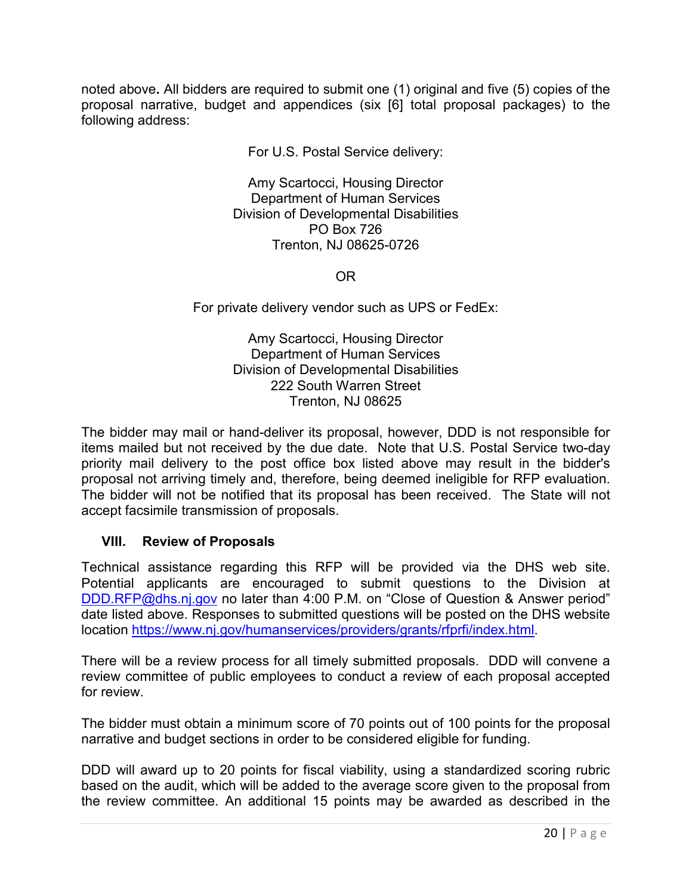noted above**.** All bidders are required to submit one (1) original and five (5) copies of the proposal narrative, budget and appendices (six [6] total proposal packages) to the following address:

For U.S. Postal Service delivery:

Amy Scartocci, Housing Director
Department of Human Services
Division of Developmental Disabilities
PO Box 726
Trenton, NJ 08625-0726

OR

For private delivery vendor such as UPS or FedEx:

Amy Scartocci, Housing Director
Department of Human Services
Division of Developmental Disabilities
222 South Warren Street
Trenton, NJ 08625

The bidder may mail or hand-deliver its proposal, however, DDD is not responsible for items mailed but not received by the due date. Note that U.S. Postal Service two-day priority mail delivery to the post office box listed above may result in the bidder's proposal not arriving timely and, therefore, being deemed ineligible for RFP evaluation. The bidder will not be notified that its proposal has been received. The State will not accept facsimile transmission of proposals.

## VIII. Review of Proposals

Technical assistance regarding this RFP will be provided via the DHS web site. Potential applicants are encouraged to submit questions to the Division at DDD.RFP@dhs.nj.gov no later than 4:00 P.M. on "Close of Question & Answer period" date listed above. Responses to submitted questions will be posted on the DHS website location https://www.nj.gov/humanservices/providers/grants/rfprfi/index.html.

There will be a review process for all timely submitted proposals. DDD will convene a review committee of public employees to conduct a review of each proposal accepted for review.

The bidder must obtain a minimum score of 70 points out of 100 points for the proposal narrative and budget sections in order to be considered eligible for funding.

DDD will award up to 20 points for fiscal viability, using a standardized scoring rubric based on the audit, which will be added to the average score given to the proposal from the review committee. An additional 15 points may be awarded as described in the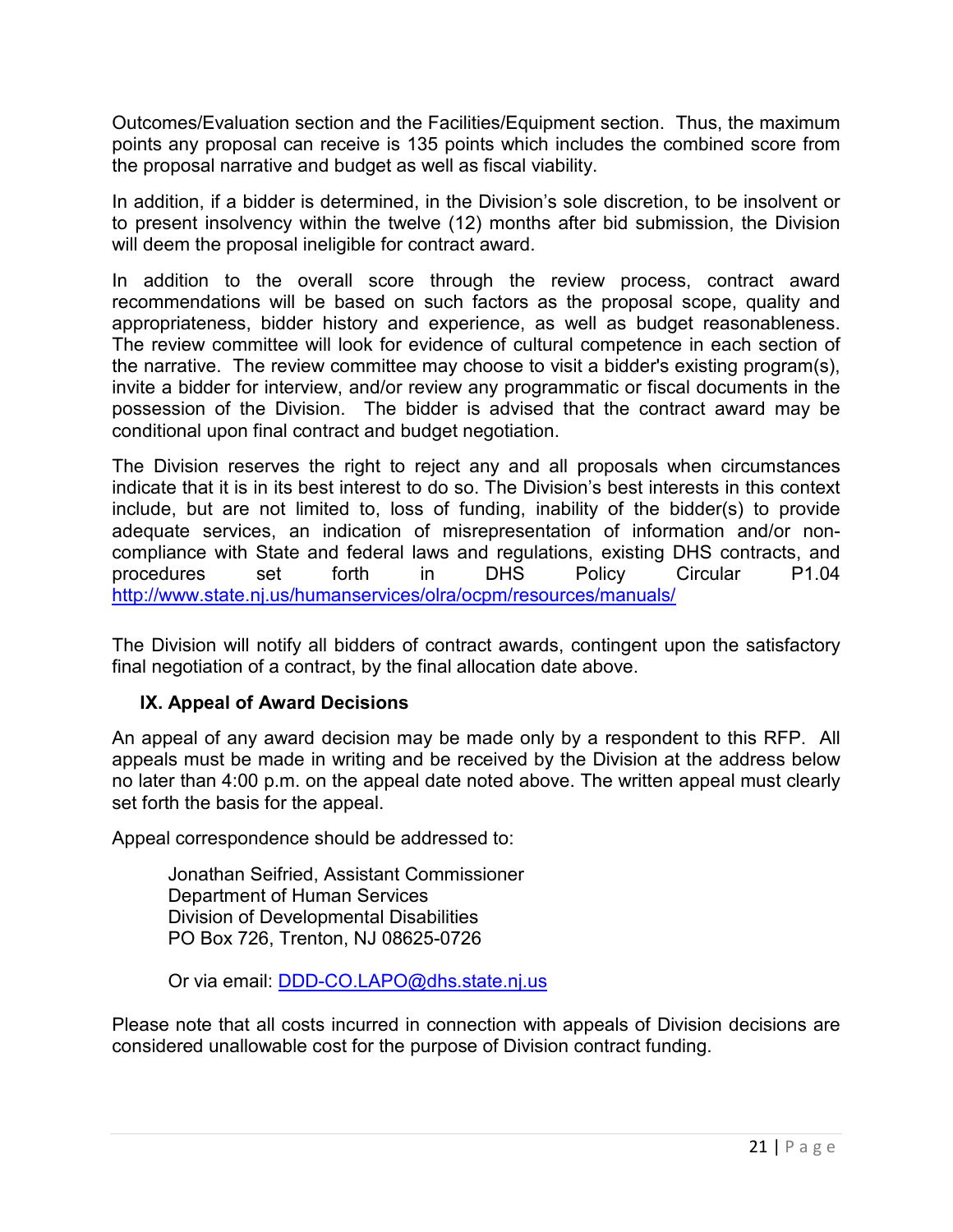Outcomes/Evaluation section and the Facilities/Equipment section. Thus, the maximum points any proposal can receive is 135 points which includes the combined score from the proposal narrative and budget as well as fiscal viability.

In addition, if a bidder is determined, in the Division's sole discretion, to be insolvent or to present insolvency within the twelve (12) months after bid submission, the Division will deem the proposal ineligible for contract award.

In addition to the overall score through the review process, contract award recommendations will be based on such factors as the proposal scope, quality and appropriateness, bidder history and experience, as well as budget reasonableness. The review committee will look for evidence of cultural competence in each section of the narrative. The review committee may choose to visit a bidder's existing program(s), invite a bidder for interview, and/or review any programmatic or fiscal documents in the possession of the Division. The bidder is advised that the contract award may be conditional upon final contract and budget negotiation.

The Division reserves the right to reject any and all proposals when circumstances indicate that it is in its best interest to do so. The Division's best interests in this context include, but are not limited to, loss of funding, inability of the bidder(s) to provide adequate services, an indication of misrepresentation of information and/or non-compliance with State and federal laws and regulations, existing DHS contracts, and procedures set forth in DHS Policy Circular P1.04 http://www.state.nj.us/humanservices/olra/ocpm/resources/manuals/

The Division will notify all bidders of contract awards, contingent upon the satisfactory final negotiation of a contract, by the final allocation date above.

## IX. Appeal of Award Decisions

An appeal of any award decision may be made only by a respondent to this RFP. All appeals must be made in writing and be received by the Division at the address below no later than 4:00 p.m. on the appeal date noted above. The written appeal must clearly set forth the basis for the appeal.

Appeal correspondence should be addressed to:

Jonathan Seifried, Assistant Commissioner
Department of Human Services
Division of Developmental Disabilities
PO Box 726, Trenton, NJ 08625-0726

Or via email: DDD-CO.LAPO@dhs.state.nj.us

Please note that all costs incurred in connection with appeals of Division decisions are considered unallowable cost for the purpose of Division contract funding.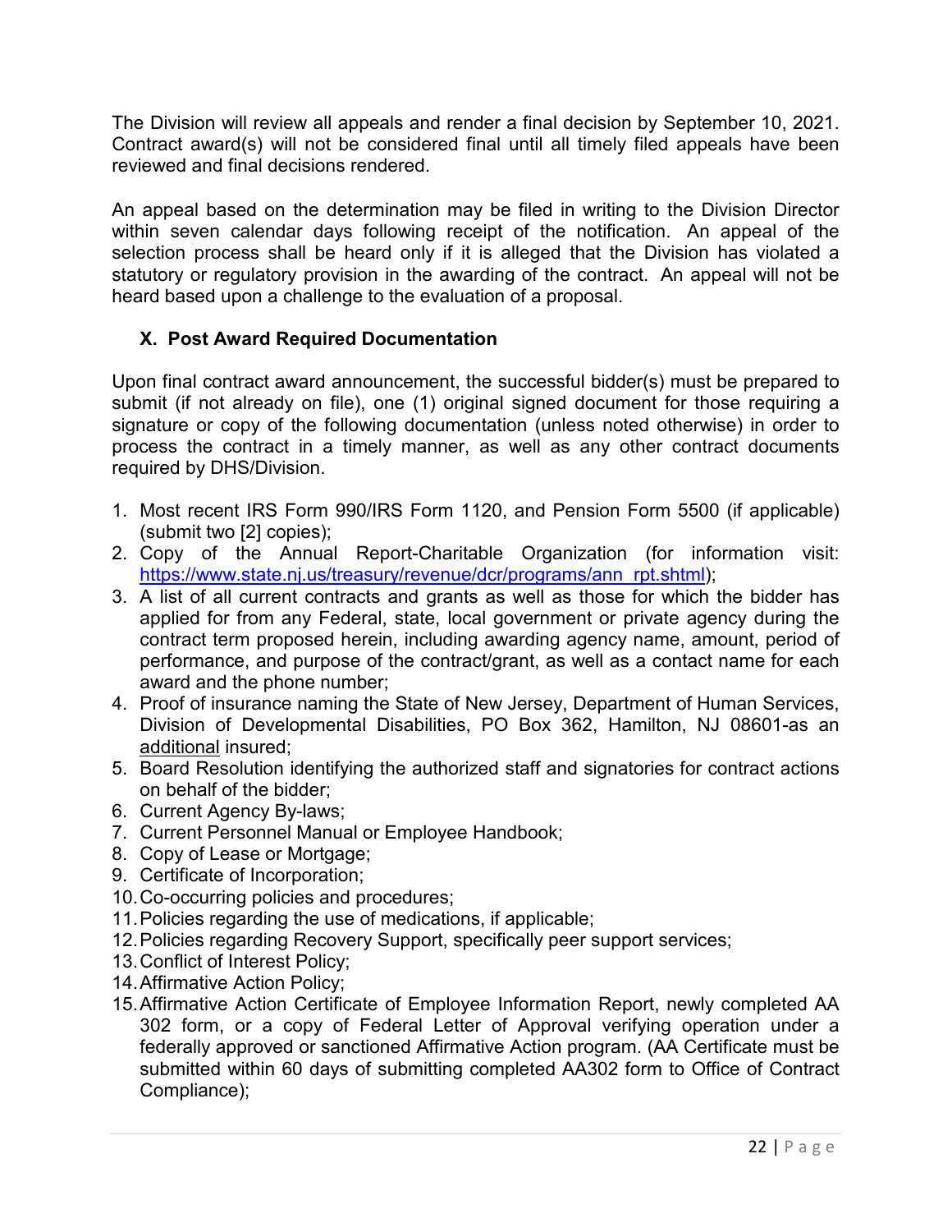The Division will review all appeals and render a final decision by September 10, 2021. Contract award(s) will not be considered final until all timely filed appeals have been reviewed and final decisions rendered.

An appeal based on the determination may be filed in writing to the Division Director within seven calendar days following receipt of the notification. An appeal of the selection process shall be heard only if it is alleged that the Division has violated a statutory or regulatory provision in the awarding of the contract. An appeal will not be heard based upon a challenge to the evaluation of a proposal.

## X. Post Award Required Documentation

Upon final contract award announcement, the successful bidder(s) must be prepared to submit (if not already on file), one (1) original signed document for those requiring a signature or copy of the following documentation (unless noted otherwise) in order to process the contract in a timely manner, as well as any other contract documents required by DHS/Division.

1. Most recent IRS Form 990/IRS Form 1120, and Pension Form 5500 (if applicable) (submit two [2] copies);
2. Copy of the Annual Report-Charitable Organization (for information visit: https://www.state.nj.us/treasury/revenue/dcr/programs/ann_rpt.shtml);
3. A list of all current contracts and grants as well as those for which the bidder has applied for from any Federal, state, local government or private agency during the contract term proposed herein, including awarding agency name, amount, period of performance, and purpose of the contract/grant, as well as a contact name for each award and the phone number;
4. Proof of insurance naming the State of New Jersey, Department of Human Services, Division of Developmental Disabilities, PO Box 362, Hamilton, NJ 08601-as an additional insured;
5. Board Resolution identifying the authorized staff and signatories for contract actions on behalf of the bidder;
6. Current Agency By-laws;
7. Current Personnel Manual or Employee Handbook;
8. Copy of Lease or Mortgage;
9. Certificate of Incorporation;
10. Co-occurring policies and procedures;
11. Policies regarding the use of medications, if applicable;
12. Policies regarding Recovery Support, specifically peer support services;
13. Conflict of Interest Policy;
14. Affirmative Action Policy;
15. Affirmative Action Certificate of Employee Information Report, newly completed AA 302 form, or a copy of Federal Letter of Approval verifying operation under a federally approved or sanctioned Affirmative Action program. (AA Certificate must be submitted within 60 days of submitting completed AA302 form to Office of Contract Compliance);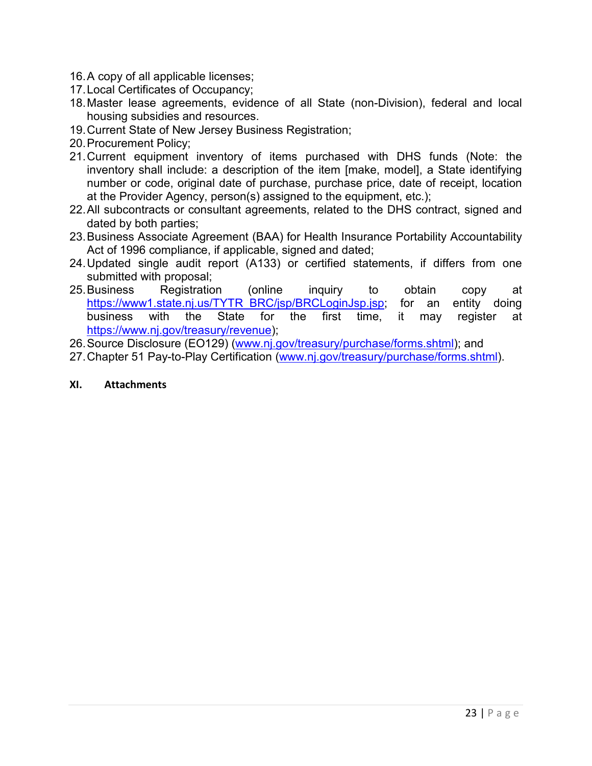16. A copy of all applicable licenses;
17. Local Certificates of Occupancy;
18. Master lease agreements, evidence of all State (non-Division), federal and local housing subsidies and resources.
19. Current State of New Jersey Business Registration;
20. Procurement Policy;
21. Current equipment inventory of items purchased with DHS funds (Note: the inventory shall include: a description of the item [make, model], a State identifying number or code, original date of purchase, purchase price, date of receipt, location at the Provider Agency, person(s) assigned to the equipment, etc.);
22. All subcontracts or consultant agreements, related to the DHS contract, signed and dated by both parties;
23. Business Associate Agreement (BAA) for Health Insurance Portability Accountability Act of 1996 compliance, if applicable, signed and dated;
24. Updated single audit report (A133) or certified statements, if differs from one submitted with proposal;
25. Business Registration (online inquiry to obtain copy at https://www1.state.nj.us/TYTR_BRC/jsp/BRCLoginJsp.jsp; for an entity doing business with the State for the first time, it may register at https://www.nj.gov/treasury/revenue);
26. Source Disclosure (EO129) (www.nj.gov/treasury/purchase/forms.shtml); and
27. Chapter 51 Pay-to-Play Certification (www.nj.gov/treasury/purchase/forms.shtml).

## XI. Attachments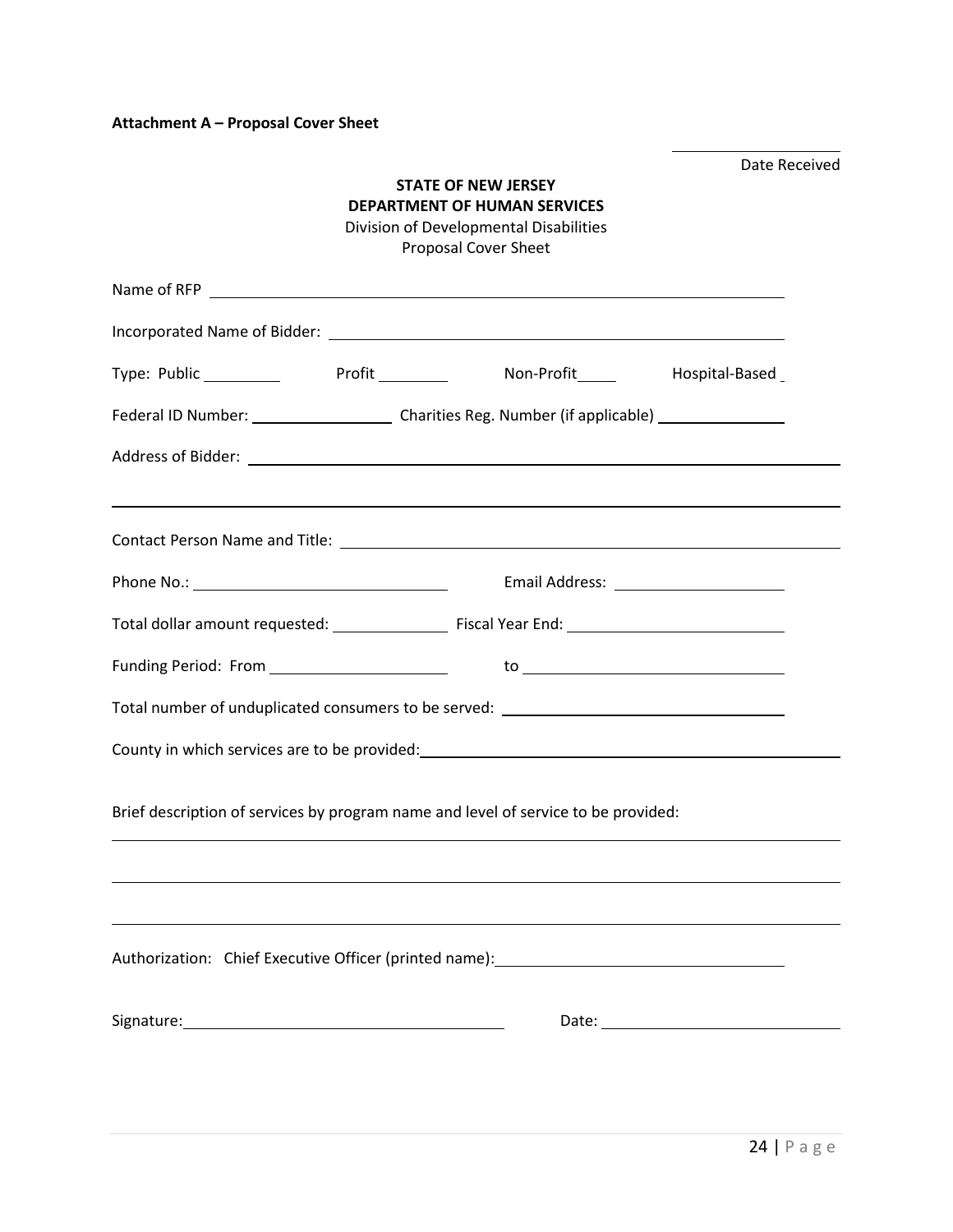**Attachment A – Proposal Cover Sheet**

\_\_\_\_\_\_\_\_\_\_\_\_\_\_\_\_\_\_\_\_
Date Received

**STATE OF NEW JERSEY**
**DEPARTMENT OF HUMAN SERVICES**
Division of Developmental Disabilities
Proposal Cover Sheet

Name of RFP \_\_\_\_\_\_\_\_\_\_\_\_\_\_\_\_\_\_\_\_\_\_\_\_\_\_\_\_\_\_\_\_\_\_\_\_\_\_\_\_\_\_\_\_\_\_\_\_\_\_\_\_\_\_\_\_\_\_\_\_

Incorporated Name of Bidder: \_\_\_\_\_\_\_\_\_\_\_\_\_\_\_\_\_\_\_\_\_\_\_\_\_\_\_\_\_\_\_\_\_\_\_\_\_\_\_\_\_\_\_\_\_\_\_\_

Type: Public \_\_\_\_\_\_\_\_\_\_ Profit \_\_\_\_\_\_\_\_\_ Non-Profit\_\_\_\_\_ Hospital-Based \_

Federal ID Number: \_\_\_\_\_\_\_\_\_\_\_\_\_\_\_\_\_\_ Charities Reg. Number (if applicable) \_\_\_\_\_\_\_\_\_\_\_\_\_\_\_\_

Address of Bidder: \_\_\_\_\_\_\_\_\_\_\_\_\_\_\_\_\_\_\_\_\_\_\_\_\_\_\_\_\_\_\_\_\_\_\_\_\_\_\_\_\_\_\_\_\_\_\_\_\_\_\_\_\_\_\_\_\_\_\_\_\_\_\_\_

\_\_\_\_\_\_\_\_\_\_\_\_\_\_\_\_\_\_\_\_\_\_\_\_\_\_\_\_\_\_\_\_\_\_\_\_\_\_\_\_\_\_\_\_\_\_\_\_\_\_\_\_\_\_\_\_\_\_\_\_\_\_\_\_\_\_\_\_\_\_\_\_\_\_\_\_\_\_\_\_\_\_

Contact Person Name and Title: \_\_\_\_\_\_\_\_\_\_\_\_\_\_\_\_\_\_\_\_\_\_\_\_\_\_\_\_\_\_\_\_\_\_\_\_\_\_\_\_\_\_\_\_\_\_\_\_\_\_\_\_\_\_\_

Phone No.: \_\_\_\_\_\_\_\_\_\_\_\_\_\_\_\_\_\_\_\_\_\_\_\_\_\_\_\_\_\_ Email Address: \_\_\_\_\_\_\_\_\_\_\_\_\_\_\_\_\_\_\_\_\_

Total dollar amount requested: \_\_\_\_\_\_\_\_\_\_\_\_\_\_\_ Fiscal Year End: \_\_\_\_\_\_\_\_\_\_\_\_\_\_\_\_\_\_\_\_\_\_\_\_\_\_

Funding Period: From \_\_\_\_\_\_\_\_\_\_\_\_\_\_\_\_\_\_\_\_\_\_ to \_\_\_\_\_\_\_\_\_\_\_\_\_\_\_\_\_\_\_\_\_\_\_\_\_\_\_\_\_\_\_\_

Total number of unduplicated consumers to be served: \_\_\_\_\_\_\_\_\_\_\_\_\_\_\_\_\_\_\_\_\_\_\_\_\_\_\_\_\_\_\_\_\_\_\_

County in which services are to be provided: \_\_\_\_\_\_\_\_\_\_\_\_\_\_\_\_\_\_\_\_\_\_\_\_\_\_\_\_\_\_\_\_\_\_\_\_\_\_\_\_\_\_\_\_\_\_\_\_

Brief description of services by program name and level of service to be provided:

\_\_\_\_\_\_\_\_\_\_\_\_\_\_\_\_\_\_\_\_\_\_\_\_\_\_\_\_\_\_\_\_\_\_\_\_\_\_\_\_\_\_\_\_\_\_\_\_\_\_\_\_\_\_\_\_\_\_\_\_\_\_\_\_\_\_\_\_\_\_\_\_\_\_\_\_\_\_\_\_\_\_

\_\_\_\_\_\_\_\_\_\_\_\_\_\_\_\_\_\_\_\_\_\_\_\_\_\_\_\_\_\_\_\_\_\_\_\_\_\_\_\_\_\_\_\_\_\_\_\_\_\_\_\_\_\_\_\_\_\_\_\_\_\_\_\_\_\_\_\_\_\_\_\_\_\_\_\_\_\_\_\_\_\_

\_\_\_\_\_\_\_\_\_\_\_\_\_\_\_\_\_\_\_\_\_\_\_\_\_\_\_\_\_\_\_\_\_\_\_\_\_\_\_\_\_\_\_\_\_\_\_\_\_\_\_\_\_\_\_\_\_\_\_\_\_\_\_\_\_\_\_\_\_\_\_\_\_\_\_\_\_\_\_\_\_\_

Authorization: Chief Executive Officer (printed name): \_\_\_\_\_\_\_\_\_\_\_\_\_\_\_\_\_\_\_\_\_\_\_\_\_\_\_\_\_\_\_\_\_\_\_

Signature: \_\_\_\_\_\_\_\_\_\_\_\_\_\_\_\_\_\_\_\_\_\_\_\_\_\_\_\_\_\_\_\_\_\_\_\_\_\_\_\_ Date: \_\_\_\_\_\_\_\_\_\_\_\_\_\_\_\_\_\_\_\_\_\_\_\_\_\_\_\_\_\_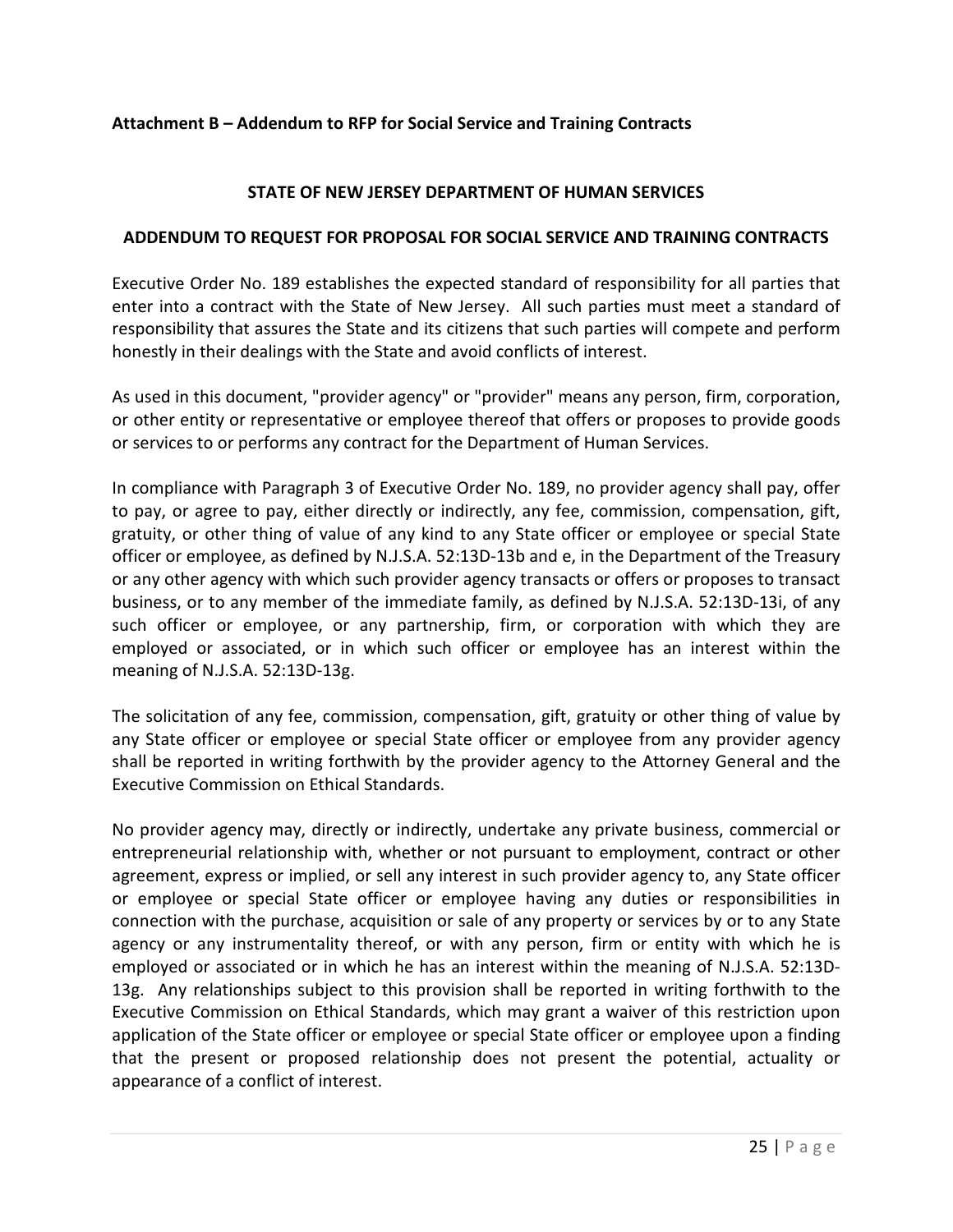**Attachment B – Addendum to RFP for Social Service and Training Contracts**

**STATE OF NEW JERSEY DEPARTMENT OF HUMAN SERVICES**

**ADDENDUM TO REQUEST FOR PROPOSAL FOR SOCIAL SERVICE AND TRAINING CONTRACTS**

Executive Order No. 189 establishes the expected standard of responsibility for all parties that enter into a contract with the State of New Jersey. All such parties must meet a standard of responsibility that assures the State and its citizens that such parties will compete and perform honestly in their dealings with the State and avoid conflicts of interest.

As used in this document, "provider agency" or "provider" means any person, firm, corporation, or other entity or representative or employee thereof that offers or proposes to provide goods or services to or performs any contract for the Department of Human Services.

In compliance with Paragraph 3 of Executive Order No. 189, no provider agency shall pay, offer to pay, or agree to pay, either directly or indirectly, any fee, commission, compensation, gift, gratuity, or other thing of value of any kind to any State officer or employee or special State officer or employee, as defined by N.J.S.A. 52:13D-13b and e, in the Department of the Treasury or any other agency with which such provider agency transacts or offers or proposes to transact business, or to any member of the immediate family, as defined by N.J.S.A. 52:13D-13i, of any such officer or employee, or any partnership, firm, or corporation with which they are employed or associated, or in which such officer or employee has an interest within the meaning of N.J.S.A. 52:13D-13g.

The solicitation of any fee, commission, compensation, gift, gratuity or other thing of value by any State officer or employee or special State officer or employee from any provider agency shall be reported in writing forthwith by the provider agency to the Attorney General and the Executive Commission on Ethical Standards.

No provider agency may, directly or indirectly, undertake any private business, commercial or entrepreneurial relationship with, whether or not pursuant to employment, contract or other agreement, express or implied, or sell any interest in such provider agency to, any State officer or employee or special State officer or employee having any duties or responsibilities in connection with the purchase, acquisition or sale of any property or services by or to any State agency or any instrumentality thereof, or with any person, firm or entity with which he is employed or associated or in which he has an interest within the meaning of N.J.S.A. 52:13D-13g. Any relationships subject to this provision shall be reported in writing forthwith to the Executive Commission on Ethical Standards, which may grant a waiver of this restriction upon application of the State officer or employee or special State officer or employee upon a finding that the present or proposed relationship does not present the potential, actuality or appearance of a conflict of interest.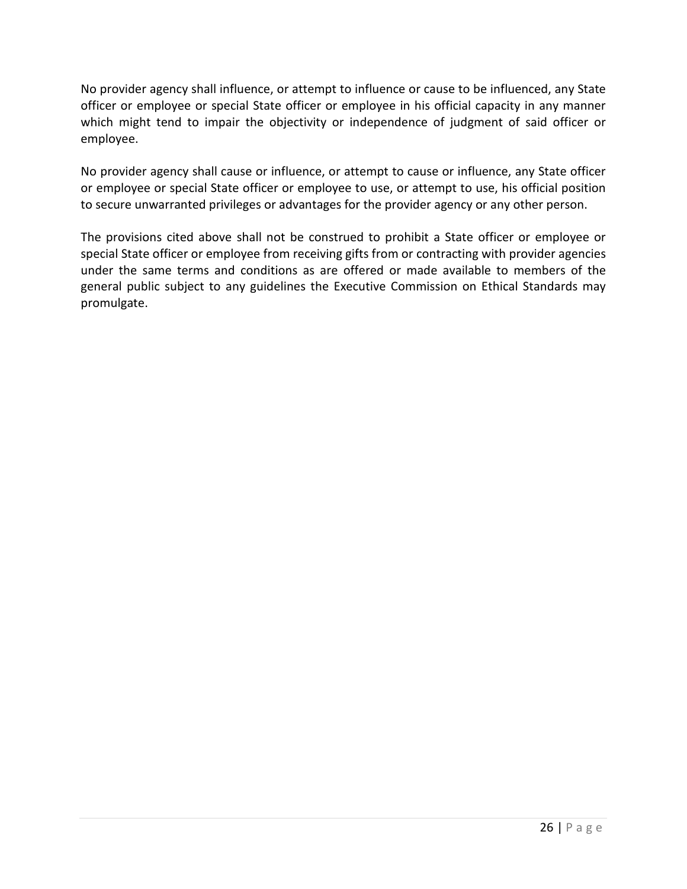No provider agency shall influence, or attempt to influence or cause to be influenced, any State officer or employee or special State officer or employee in his official capacity in any manner which might tend to impair the objectivity or independence of judgment of said officer or employee.

No provider agency shall cause or influence, or attempt to cause or influence, any State officer or employee or special State officer or employee to use, or attempt to use, his official position to secure unwarranted privileges or advantages for the provider agency or any other person.

The provisions cited above shall not be construed to prohibit a State officer or employee or special State officer or employee from receiving gifts from or contracting with provider agencies under the same terms and conditions as are offered or made available to members of the general public subject to any guidelines the Executive Commission on Ethical Standards may promulgate.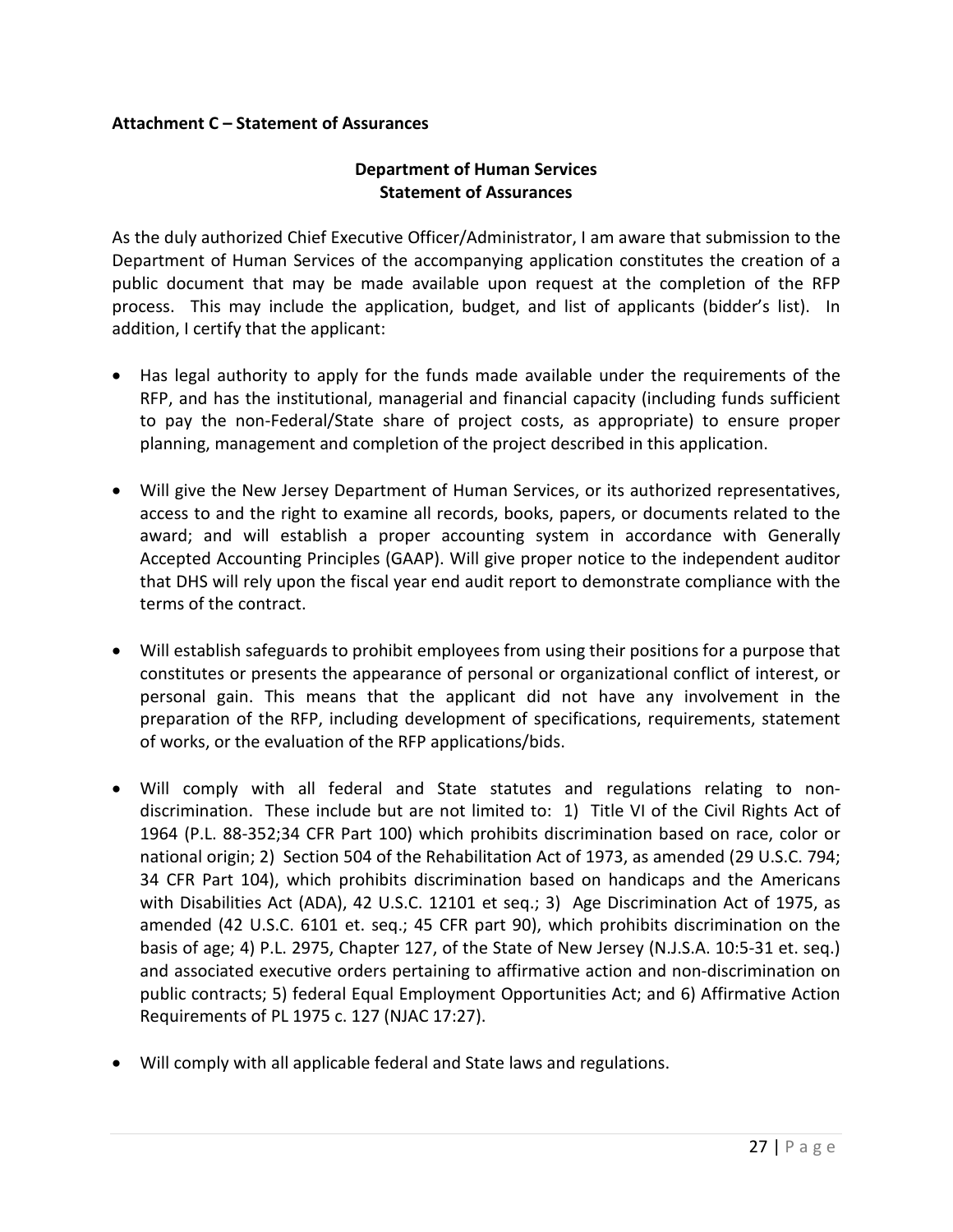**Attachment C – Statement of Assurances**

**Department of Human Services**
**Statement of Assurances**

As the duly authorized Chief Executive Officer/Administrator, I am aware that submission to the Department of Human Services of the accompanying application constitutes the creation of a public document that may be made available upon request at the completion of the RFP process. This may include the application, budget, and list of applicants (bidder's list). In addition, I certify that the applicant:

- Has legal authority to apply for the funds made available under the requirements of the RFP, and has the institutional, managerial and financial capacity (including funds sufficient to pay the non-Federal/State share of project costs, as appropriate) to ensure proper planning, management and completion of the project described in this application.

- Will give the New Jersey Department of Human Services, or its authorized representatives, access to and the right to examine all records, books, papers, or documents related to the award; and will establish a proper accounting system in accordance with Generally Accepted Accounting Principles (GAAP). Will give proper notice to the independent auditor that DHS will rely upon the fiscal year end audit report to demonstrate compliance with the terms of the contract.

- Will establish safeguards to prohibit employees from using their positions for a purpose that constitutes or presents the appearance of personal or organizational conflict of interest, or personal gain. This means that the applicant did not have any involvement in the preparation of the RFP, including development of specifications, requirements, statement of works, or the evaluation of the RFP applications/bids.

- Will comply with all federal and State statutes and regulations relating to non-discrimination. These include but are not limited to: 1) Title VI of the Civil Rights Act of 1964 (P.L. 88-352;34 CFR Part 100) which prohibits discrimination based on race, color or national origin; 2) Section 504 of the Rehabilitation Act of 1973, as amended (29 U.S.C. 794; 34 CFR Part 104), which prohibits discrimination based on handicaps and the Americans with Disabilities Act (ADA), 42 U.S.C. 12101 et seq.; 3) Age Discrimination Act of 1975, as amended (42 U.S.C. 6101 et. seq.; 45 CFR part 90), which prohibits discrimination on the basis of age; 4) P.L. 2975, Chapter 127, of the State of New Jersey (N.J.S.A. 10:5-31 et. seq.) and associated executive orders pertaining to affirmative action and non-discrimination on public contracts; 5) federal Equal Employment Opportunities Act; and 6) Affirmative Action Requirements of PL 1975 c. 127 (NJAC 17:27).

- Will comply with all applicable federal and State laws and regulations.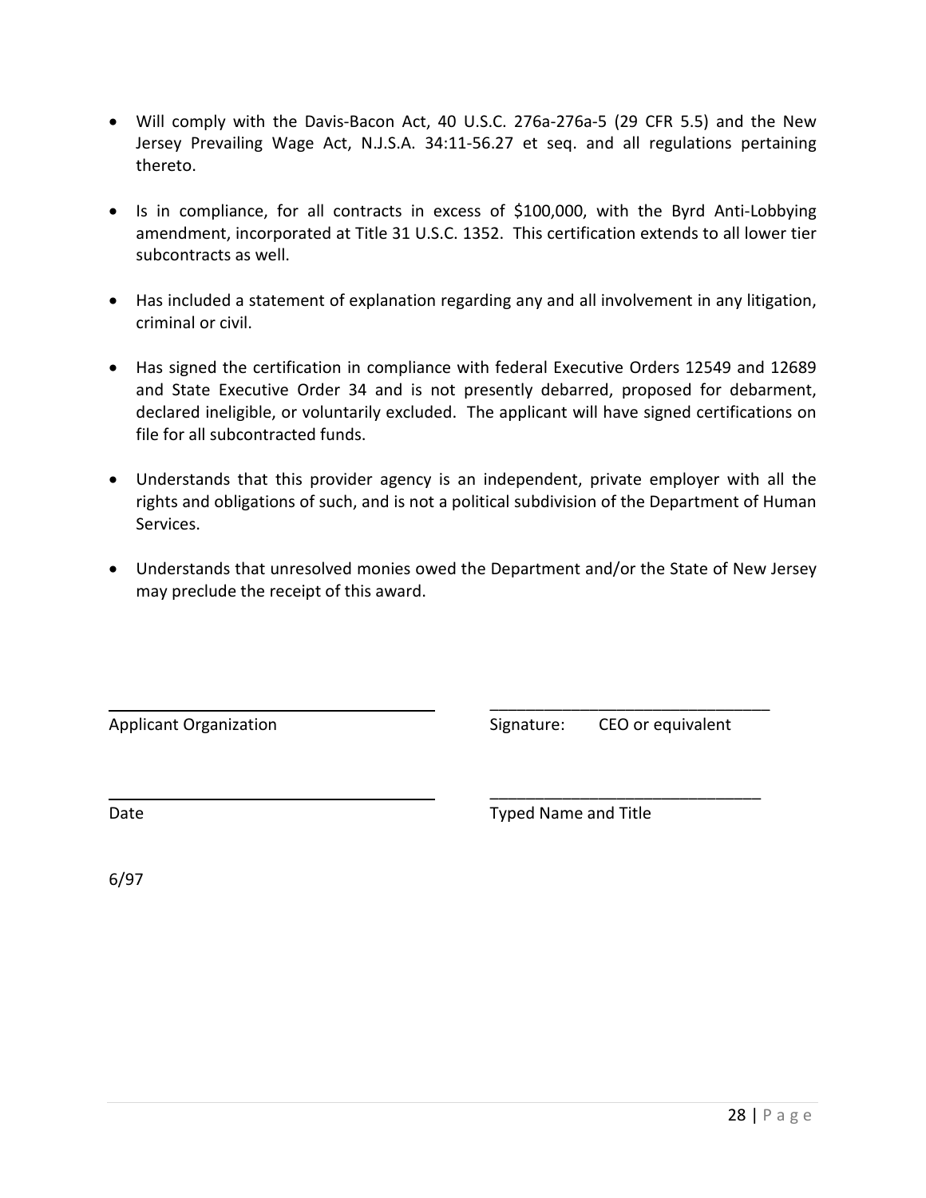- Will comply with the Davis-Bacon Act, 40 U.S.C. 276a-276a-5 (29 CFR 5.5) and the New Jersey Prevailing Wage Act, N.J.S.A. 34:11-56.27 et seq. and all regulations pertaining thereto.

- Is in compliance, for all contracts in excess of $100,000, with the Byrd Anti-Lobbying amendment, incorporated at Title 31 U.S.C. 1352. This certification extends to all lower tier subcontracts as well.

- Has included a statement of explanation regarding any and all involvement in any litigation, criminal or civil.

- Has signed the certification in compliance with federal Executive Orders 12549 and 12689 and State Executive Order 34 and is not presently debarred, proposed for debarment, declared ineligible, or voluntarily excluded. The applicant will have signed certifications on file for all subcontracted funds.

- Understands that this provider agency is an independent, private employer with all the rights and obligations of such, and is not a political subdivision of the Department of Human Services.

- Understands that unresolved monies owed the Department and/or the State of New Jersey may preclude the receipt of this award.

| ______________________________ | ______________________________ |
|---|---|
| Applicant Organization | Signature: CEO or equivalent |
| ______________________________ | ______________________________ |
| Date | Typed Name and Title |

6/97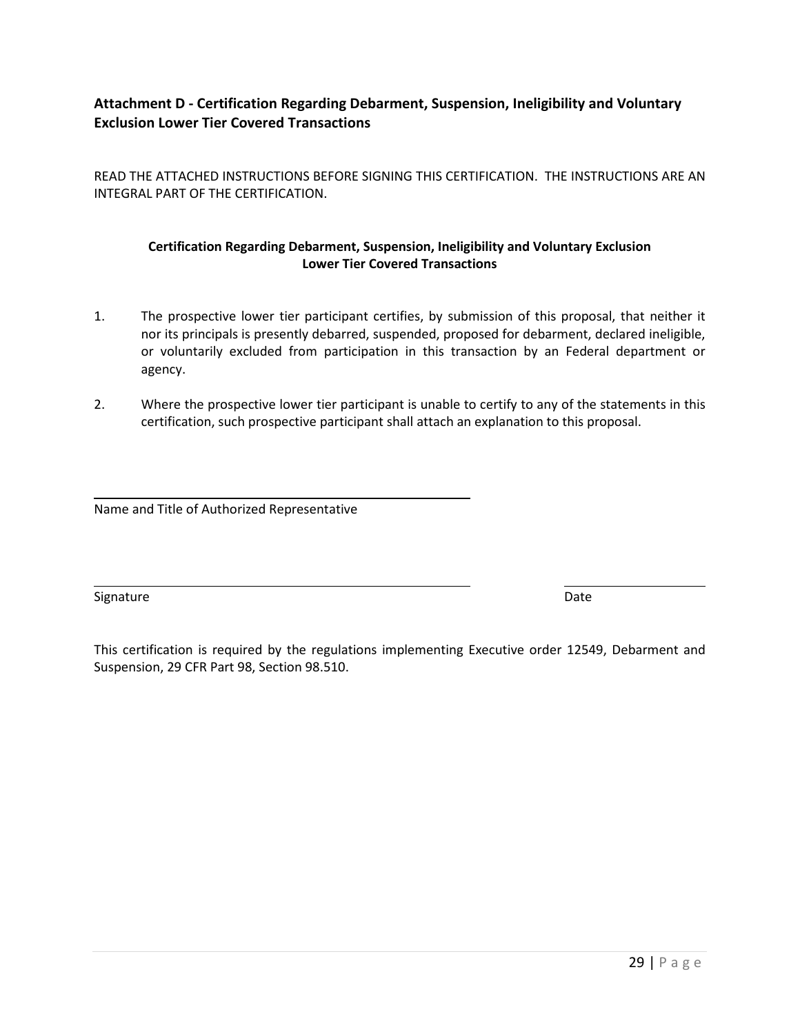## Attachment D - Certification Regarding Debarment, Suspension, Ineligibility and Voluntary Exclusion Lower Tier Covered Transactions

READ THE ATTACHED INSTRUCTIONS BEFORE SIGNING THIS CERTIFICATION. THE INSTRUCTIONS ARE AN INTEGRAL PART OF THE CERTIFICATION.

**Certification Regarding Debarment, Suspension, Ineligibility and Voluntary Exclusion Lower Tier Covered Transactions**

1. The prospective lower tier participant certifies, by submission of this proposal, that neither it nor its principals is presently debarred, suspended, proposed for debarment, declared ineligible, or voluntarily excluded from participation in this transaction by an Federal department or agency.

2. Where the prospective lower tier participant is unable to certify to any of the statements in this certification, such prospective participant shall attach an explanation to this proposal.

______________________________________________
Name and Title of Authorized Representative

______________________________________________ ____________________
Signature Date

This certification is required by the regulations implementing Executive order 12549, Debarment and Suspension, 29 CFR Part 98, Section 98.510.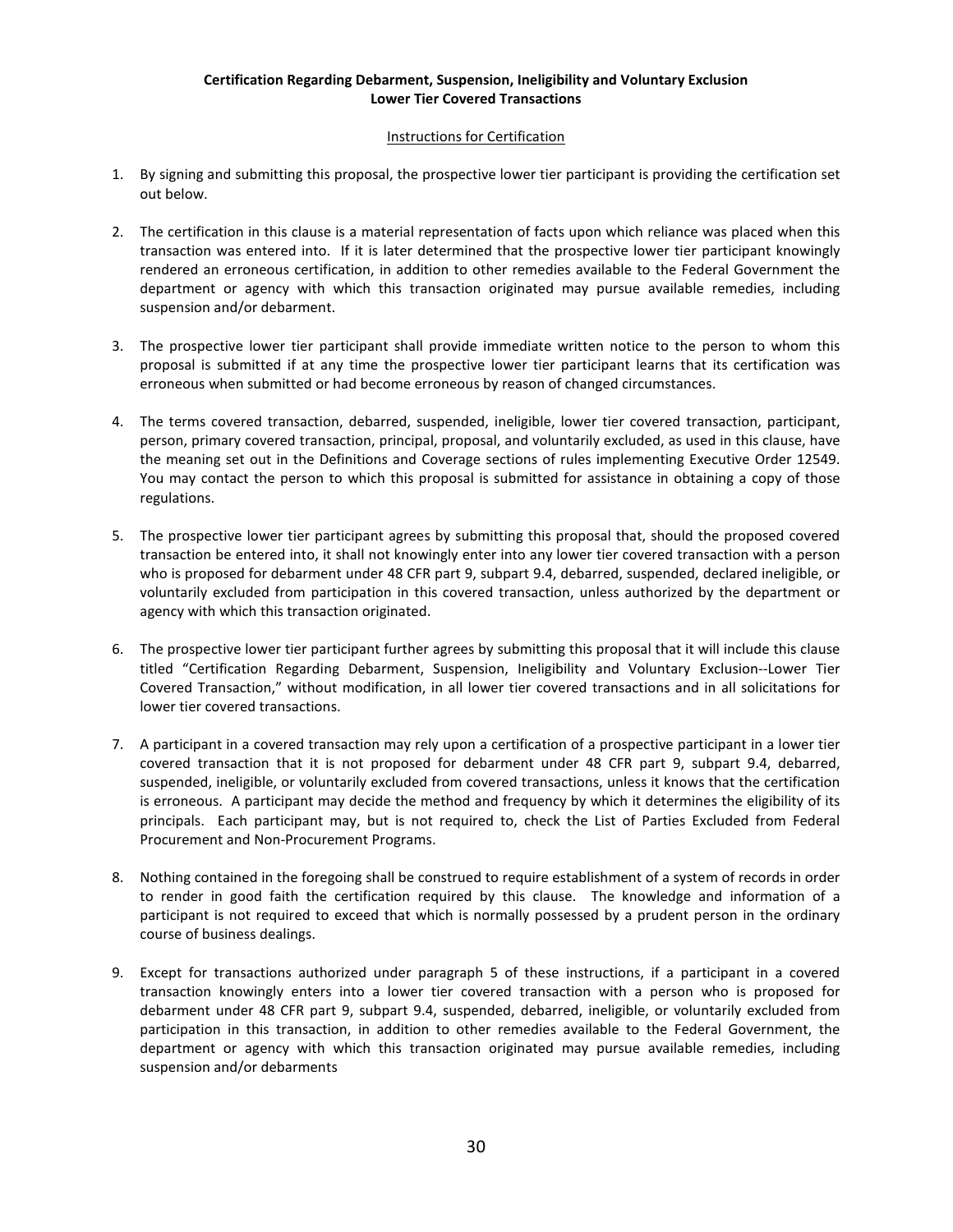**Certification Regarding Debarment, Suspension, Ineligibility and Voluntary Exclusion**
**Lower Tier Covered Transactions**

Instructions for Certification

1. By signing and submitting this proposal, the prospective lower tier participant is providing the certification set out below.

2. The certification in this clause is a material representation of facts upon which reliance was placed when this transaction was entered into. If it is later determined that the prospective lower tier participant knowingly rendered an erroneous certification, in addition to other remedies available to the Federal Government the department or agency with which this transaction originated may pursue available remedies, including suspension and/or debarment.

3. The prospective lower tier participant shall provide immediate written notice to the person to whom this proposal is submitted if at any time the prospective lower tier participant learns that its certification was erroneous when submitted or had become erroneous by reason of changed circumstances.

4. The terms covered transaction, debarred, suspended, ineligible, lower tier covered transaction, participant, person, primary covered transaction, principal, proposal, and voluntarily excluded, as used in this clause, have the meaning set out in the Definitions and Coverage sections of rules implementing Executive Order 12549. You may contact the person to which this proposal is submitted for assistance in obtaining a copy of those regulations.

5. The prospective lower tier participant agrees by submitting this proposal that, should the proposed covered transaction be entered into, it shall not knowingly enter into any lower tier covered transaction with a person who is proposed for debarment under 48 CFR part 9, subpart 9.4, debarred, suspended, declared ineligible, or voluntarily excluded from participation in this covered transaction, unless authorized by the department or agency with which this transaction originated.

6. The prospective lower tier participant further agrees by submitting this proposal that it will include this clause titled "Certification Regarding Debarment, Suspension, Ineligibility and Voluntary Exclusion--Lower Tier Covered Transaction," without modification, in all lower tier covered transactions and in all solicitations for lower tier covered transactions.

7. A participant in a covered transaction may rely upon a certification of a prospective participant in a lower tier covered transaction that it is not proposed for debarment under 48 CFR part 9, subpart 9.4, debarred, suspended, ineligible, or voluntarily excluded from covered transactions, unless it knows that the certification is erroneous. A participant may decide the method and frequency by which it determines the eligibility of its principals. Each participant may, but is not required to, check the List of Parties Excluded from Federal Procurement and Non-Procurement Programs.

8. Nothing contained in the foregoing shall be construed to require establishment of a system of records in order to render in good faith the certification required by this clause. The knowledge and information of a participant is not required to exceed that which is normally possessed by a prudent person in the ordinary course of business dealings.

9. Except for transactions authorized under paragraph 5 of these instructions, if a participant in a covered transaction knowingly enters into a lower tier covered transaction with a person who is proposed for debarment under 48 CFR part 9, subpart 9.4, suspended, debarred, ineligible, or voluntarily excluded from participation in this transaction, in addition to other remedies available to the Federal Government, the department or agency with which this transaction originated may pursue available remedies, including suspension and/or debarments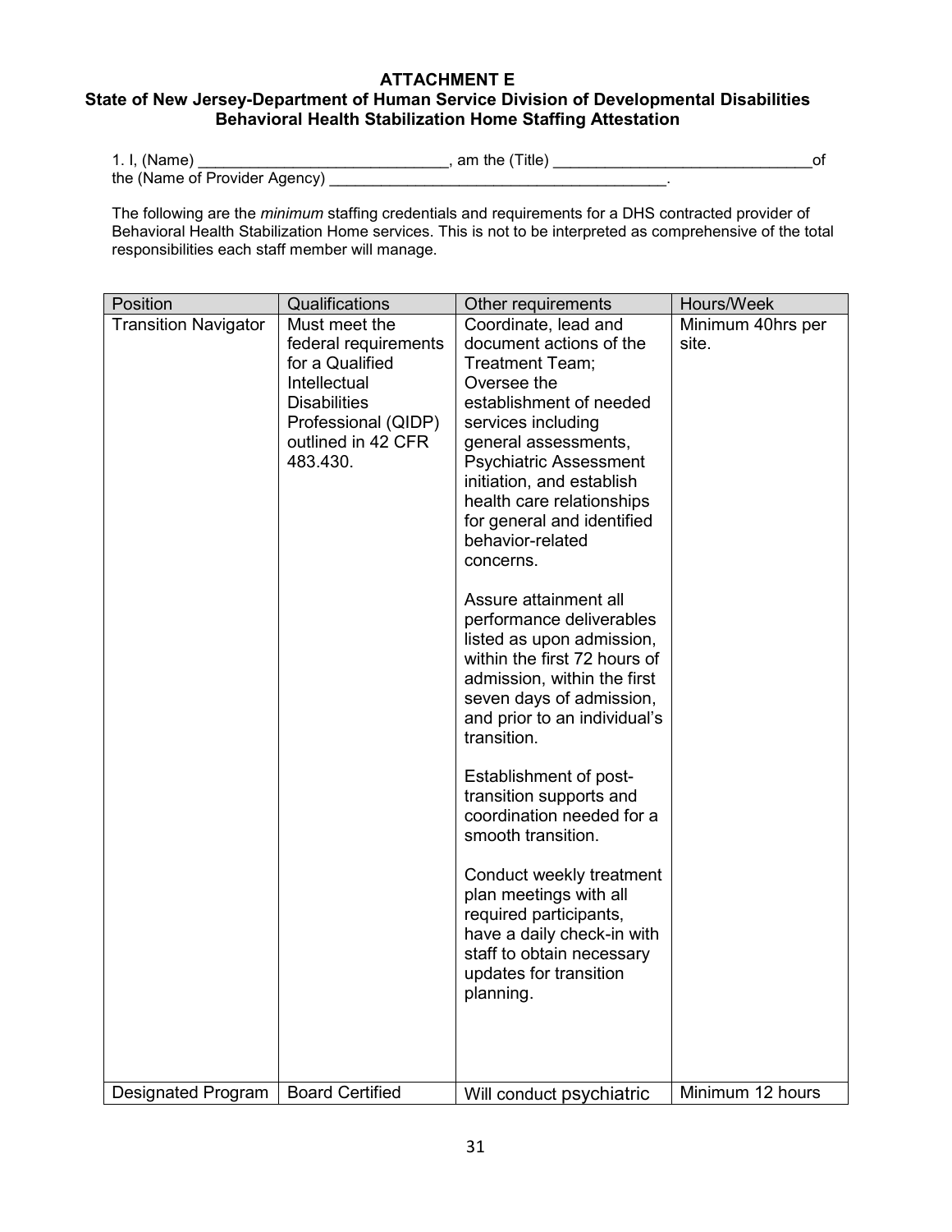**ATTACHMENT E**
**State of New Jersey-Department of Human Service Division of Developmental Disabilities**
**Behavioral Health Stabilization Home Staffing Attestation**

1. I, (Name) _____________________________, am the (Title) ______________________________of the (Name of Provider Agency) ________________________________________.

The following are the *minimum* staffing credentials and requirements for a DHS contracted provider of Behavioral Health Stabilization Home services. This is not to be interpreted as comprehensive of the total responsibilities each staff member will manage.

| Position | Qualifications | Other requirements | Hours/Week |
|---|---|---|---|
| Transition Navigator | Must meet the federal requirements for a Qualified Intellectual Disabilities Professional (QIDP) outlined in 42 CFR 483.430. | Coordinate, lead and document actions of the Treatment Team; Oversee the establishment of needed services including general assessments, Psychiatric Assessment initiation, and establish health care relationships for general and identified behavior-related concerns.<br><br>Assure attainment all performance deliverables listed as upon admission, within the first 72 hours of admission, within the first seven days of admission, and prior to an individual's transition.<br><br>Establishment of post-transition supports and coordination needed for a smooth transition.<br><br>Conduct weekly treatment plan meetings with all required participants, have a daily check-in with staff to obtain necessary updates for transition planning. | Minimum 40hrs per site. |
| Designated Program | Board Certified | Will conduct psychiatric | Minimum 12 hours |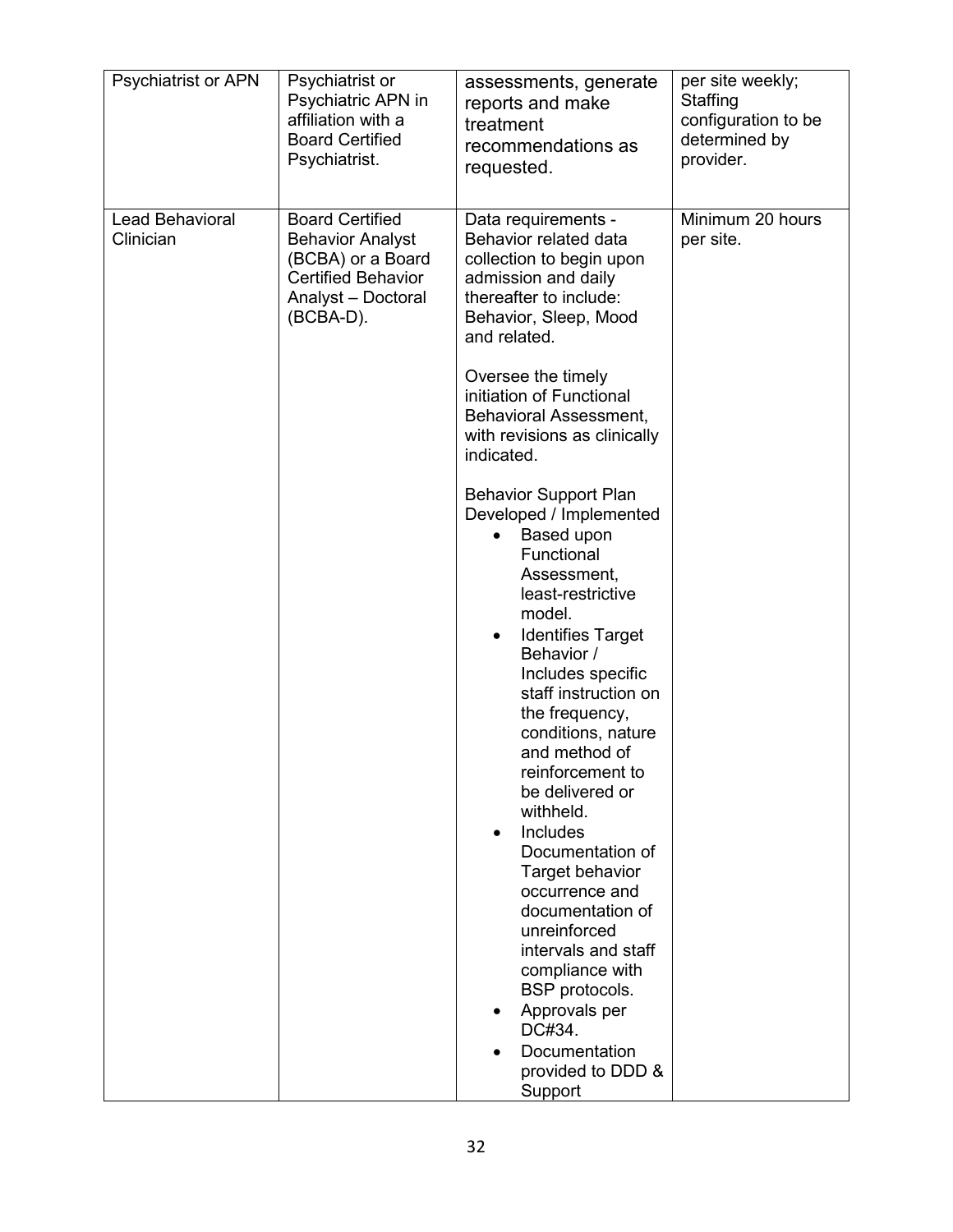| | | | |
|---|---|---|---|
| Psychiatrist or APN | Psychiatrist or Psychiatric APN in affiliation with a Board Certified Psychiatrist. | assessments, generate reports and make treatment recommendations as requested. | per site weekly; Staffing configuration to be determined by provider. |
| Lead Behavioral Clinician | Board Certified Behavior Analyst (BCBA) or a Board Certified Behavior Analyst – Doctoral (BCBA-D). | Data requirements - Behavior related data collection to begin upon admission and daily thereafter to include: Behavior, Sleep, Mood and related.<br><br>Oversee the timely initiation of Functional Behavioral Assessment, with revisions as clinically indicated.<br><br>Behavior Support Plan Developed / Implemented<br>• Based upon Functional Assessment, least-restrictive model.<br>• Identifies Target Behavior / Includes specific staff instruction on the frequency, conditions, nature and method of reinforcement to be delivered or withheld.<br>• Includes Documentation of Target behavior occurrence and documentation of unreinforced intervals and staff compliance with BSP protocols.<br>• Approvals per DC#34.<br>• Documentation provided to DDD & Support | Minimum 20 hours per site. |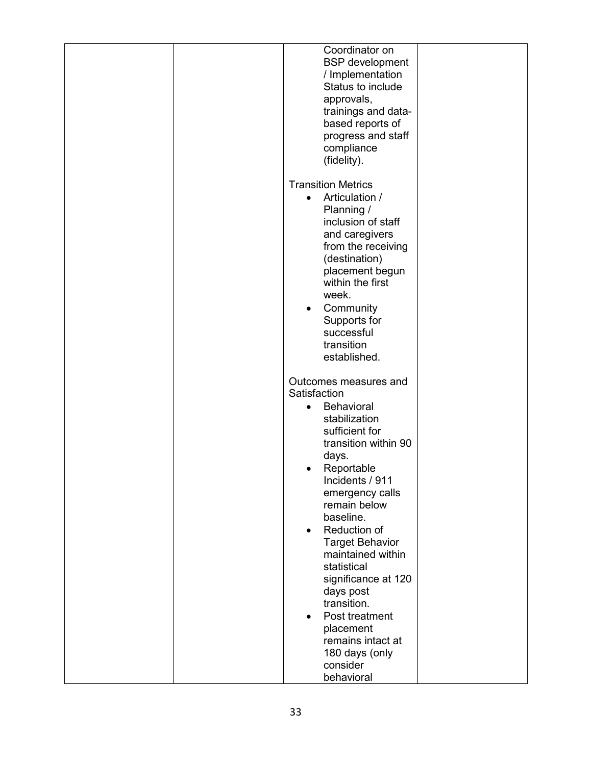| | | | | |
|---|---|---|---|---|
| | | | Coordinator on BSP development / Implementation Status to include approvals, trainings and data-based reports of progress and staff compliance (fidelity).<br><br>Transition Metrics<br>• Articulation / Planning / inclusion of staff and caregivers from the receiving (destination) placement begun within the first week.<br>• Community Supports for successful transition established.<br><br>Outcomes measures and Satisfaction<br>• Behavioral stabilization sufficient for transition within 90 days.<br>• Reportable Incidents / 911 emergency calls remain below baseline.<br>• Reduction of Target Behavior maintained within statistical significance at 120 days post transition.<br>• Post treatment placement remains intact at 180 days (only consider behavioral | |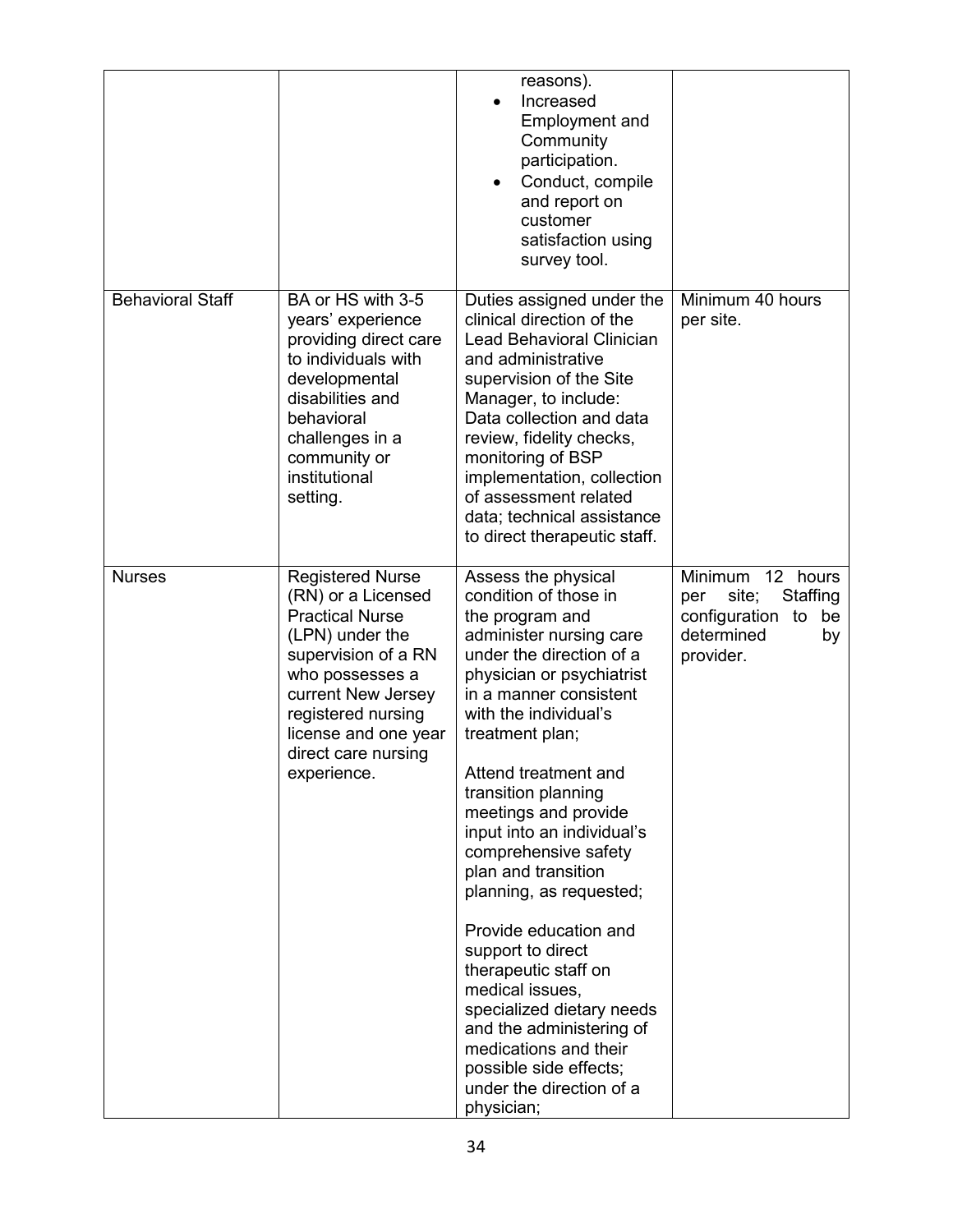| | | | |
|---|---|---|---|
| | | reasons).<br>• Increased Employment and Community participation.<br>• Conduct, compile and report on customer satisfaction using survey tool. | |
| Behavioral Staff | BA or HS with 3-5 years' experience providing direct care to individuals with developmental disabilities and behavioral challenges in a community or institutional setting. | Duties assigned under the clinical direction of the Lead Behavioral Clinician and administrative supervision of the Site Manager, to include: Data collection and data review, fidelity checks, monitoring of BSP implementation, collection of assessment related data; technical assistance to direct therapeutic staff. | Minimum 40 hours per site. |
| Nurses | Registered Nurse (RN) or a Licensed Practical Nurse (LPN) under the supervision of a RN who possesses a current New Jersey registered nursing license and one year direct care nursing experience. | Assess the physical condition of those in the program and administer nursing care under the direction of a physician or psychiatrist in a manner consistent with the individual's treatment plan;<br><br>Attend treatment and transition planning meetings and provide input into an individual's comprehensive safety plan and transition planning, as requested;<br><br>Provide education and support to direct therapeutic staff on medical issues, specialized dietary needs and the administering of medications and their possible side effects; under the direction of a physician; | Minimum 12 hours per site; Staffing configuration to be determined by provider. |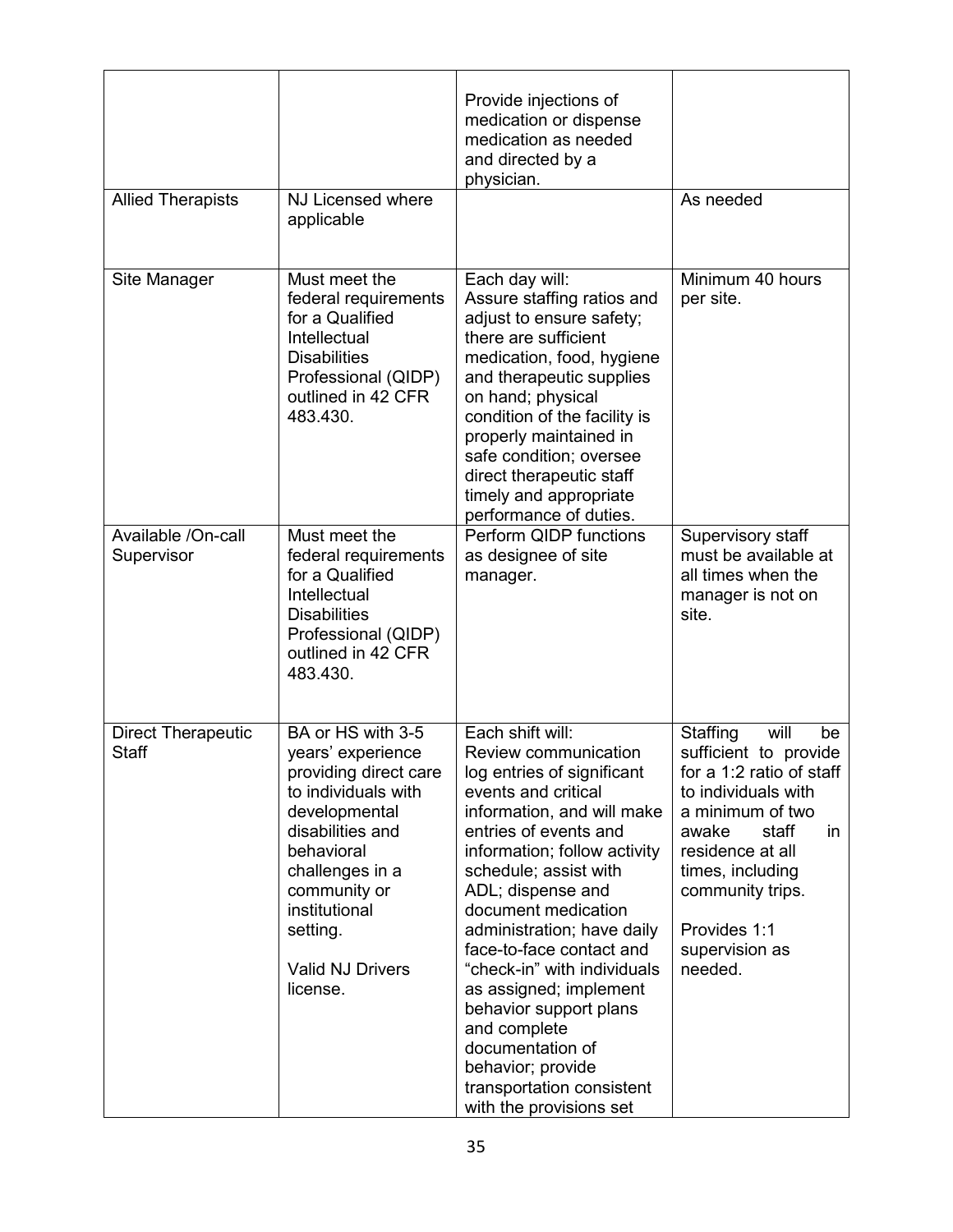| | | | |
|---|---|---|---|
| | | Provide injections of medication or dispense medication as needed and directed by a physician. | |
| Allied Therapists | NJ Licensed where applicable | | As needed |
| Site Manager | Must meet the federal requirements for a Qualified Intellectual Disabilities Professional (QIDP) outlined in 42 CFR 483.430. | Each day will: Assure staffing ratios and adjust to ensure safety; there are sufficient medication, food, hygiene and therapeutic supplies on hand; physical condition of the facility is properly maintained in safe condition; oversee direct therapeutic staff timely and appropriate performance of duties. | Minimum 40 hours per site. |
| Available /On-call Supervisor | Must meet the federal requirements for a Qualified Intellectual Disabilities Professional (QIDP) outlined in 42 CFR 483.430. | Perform QIDP functions as designee of site manager. | Supervisory staff must be available at all times when the manager is not on site. |
| Direct Therapeutic Staff | BA or HS with 3-5 years' experience providing direct care to individuals with developmental disabilities and behavioral challenges in a community or institutional setting.<br><br>Valid NJ Drivers license. | Each shift will: Review communication log entries of significant events and critical information, and will make entries of events and information; follow activity schedule; assist with ADL; dispense and document medication administration; have daily face-to-face contact and "check-in" with individuals as assigned; implement behavior support plans and complete documentation of behavior; provide transportation consistent with the provisions set | Staffing will be sufficient to provide for a 1:2 ratio of staff to individuals with a minimum of two awake staff in residence at all times, including community trips.<br><br>Provides 1:1 supervision as needed. |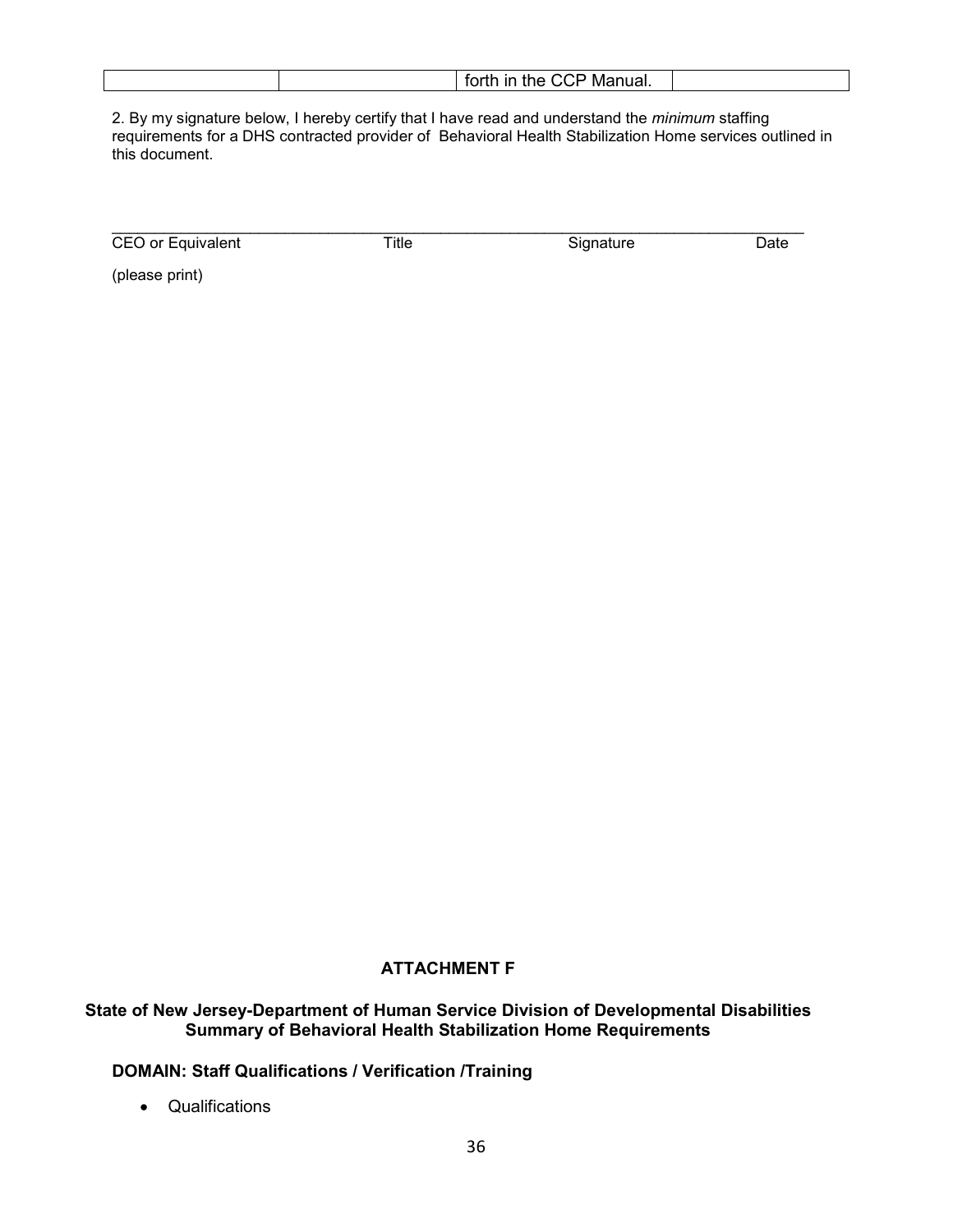| | | forth in the CCP Manual. | |
|---|---|---|---|

2. By my signature below, I hereby certify that I have read and understand the *minimum* staffing requirements for a DHS contracted provider of Behavioral Health Stabilization Home services outlined in this document.

_______________________________________________________________________________

CEO or Equivalent Title Signature Date

(please print)

**ATTACHMENT F**

**State of New Jersey-Department of Human Service Division of Developmental Disabilities Summary of Behavioral Health Stabilization Home Requirements**

**DOMAIN: Staff Qualifications / Verification /Training**

- Qualifications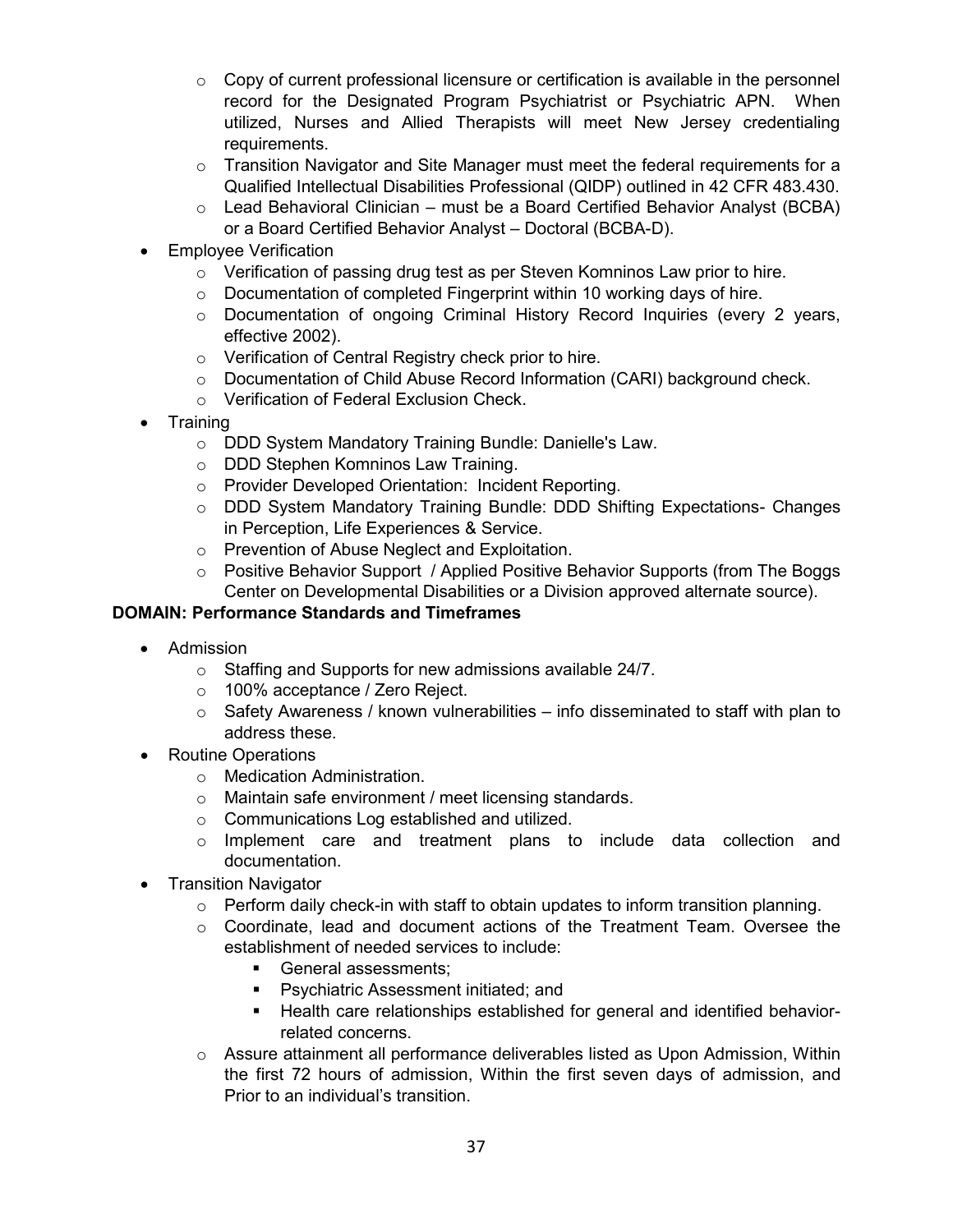- Copy of current professional licensure or certification is available in the personnel record for the Designated Program Psychiatrist or Psychiatric APN. When utilized, Nurses and Allied Therapists will meet New Jersey credentialing requirements.
  - Transition Navigator and Site Manager must meet the federal requirements for a Qualified Intellectual Disabilities Professional (QIDP) outlined in 42 CFR 483.430.
  - Lead Behavioral Clinician – must be a Board Certified Behavior Analyst (BCBA) or a Board Certified Behavior Analyst – Doctoral (BCBA-D).
- Employee Verification
  - Verification of passing drug test as per Steven Komninos Law prior to hire.
  - Documentation of completed Fingerprint within 10 working days of hire.
  - Documentation of ongoing Criminal History Record Inquiries (every 2 years, effective 2002).
  - Verification of Central Registry check prior to hire.
  - Documentation of Child Abuse Record Information (CARI) background check.
  - Verification of Federal Exclusion Check.
- Training
  - DDD System Mandatory Training Bundle: Danielle's Law.
  - DDD Stephen Komninos Law Training.
  - Provider Developed Orientation: Incident Reporting.
  - DDD System Mandatory Training Bundle: DDD Shifting Expectations- Changes in Perception, Life Experiences & Service.
  - Prevention of Abuse Neglect and Exploitation.
  - Positive Behavior Support / Applied Positive Behavior Supports (from The Boggs Center on Developmental Disabilities or a Division approved alternate source).

**DOMAIN: Performance Standards and Timeframes**

- Admission
  - Staffing and Supports for new admissions available 24/7.
  - 100% acceptance / Zero Reject.
  - Safety Awareness / known vulnerabilities – info disseminated to staff with plan to address these.
- Routine Operations
  - Medication Administration.
  - Maintain safe environment / meet licensing standards.
  - Communications Log established and utilized.
  - Implement care and treatment plans to include data collection and documentation.
- Transition Navigator
  - Perform daily check-in with staff to obtain updates to inform transition planning.
  - Coordinate, lead and document actions of the Treatment Team. Oversee the establishment of needed services to include:
    - General assessments;
    - Psychiatric Assessment initiated; and
    - Health care relationships established for general and identified behavior-related concerns.
  - Assure attainment all performance deliverables listed as Upon Admission, Within the first 72 hours of admission, Within the first seven days of admission, and Prior to an individual's transition.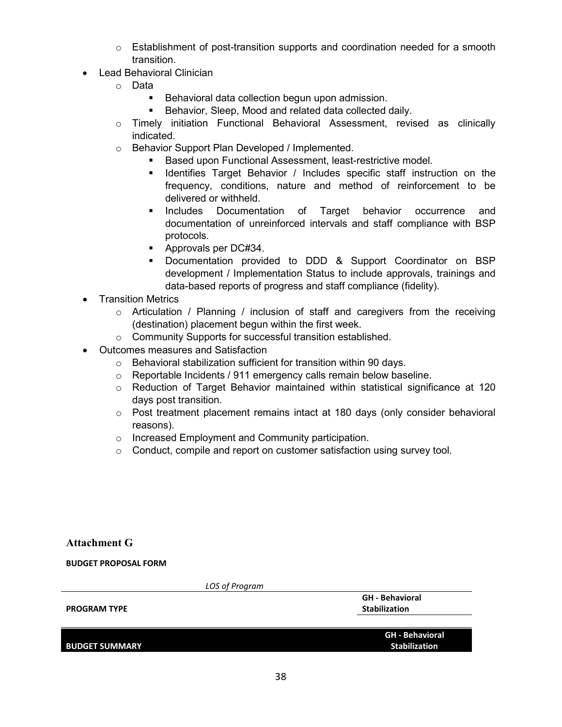- Establishment of post-transition supports and coordination needed for a smooth transition.
- Lead Behavioral Clinician
    - Data
        - Behavioral data collection begun upon admission.
        - Behavior, Sleep, Mood and related data collected daily.
    - Timely initiation Functional Behavioral Assessment, revised as clinically indicated.
    - Behavior Support Plan Developed / Implemented.
        - Based upon Functional Assessment, least-restrictive model.
        - Identifies Target Behavior / Includes specific staff instruction on the frequency, conditions, nature and method of reinforcement to be delivered or withheld.
        - Includes Documentation of Target behavior occurrence and documentation of unreinforced intervals and staff compliance with BSP protocols.
        - Approvals per DC#34.
        - Documentation provided to DDD & Support Coordinator on BSP development / Implementation Status to include approvals, trainings and data-based reports of progress and staff compliance (fidelity).
- Transition Metrics
    - Articulation / Planning / inclusion of staff and caregivers from the receiving (destination) placement begun within the first week.
    - Community Supports for successful transition established.
- Outcomes measures and Satisfaction
    - Behavioral stabilization sufficient for transition within 90 days.
    - Reportable Incidents / 911 emergency calls remain below baseline.
    - Reduction of Target Behavior maintained within statistical significance at 120 days post transition.
    - Post treatment placement remains intact at 180 days (only consider behavioral reasons).
    - Increased Employment and Community participation.
    - Conduct, compile and report on customer satisfaction using survey tool.

### Attachment G

**BUDGET PROPOSAL FORM**

| *LOS of Program* | |
|---|---|
| **PROGRAM TYPE** | **GH - Behavioral Stabilization** |
| **BUDGET SUMMARY** | **GH - Behavioral Stabilization** |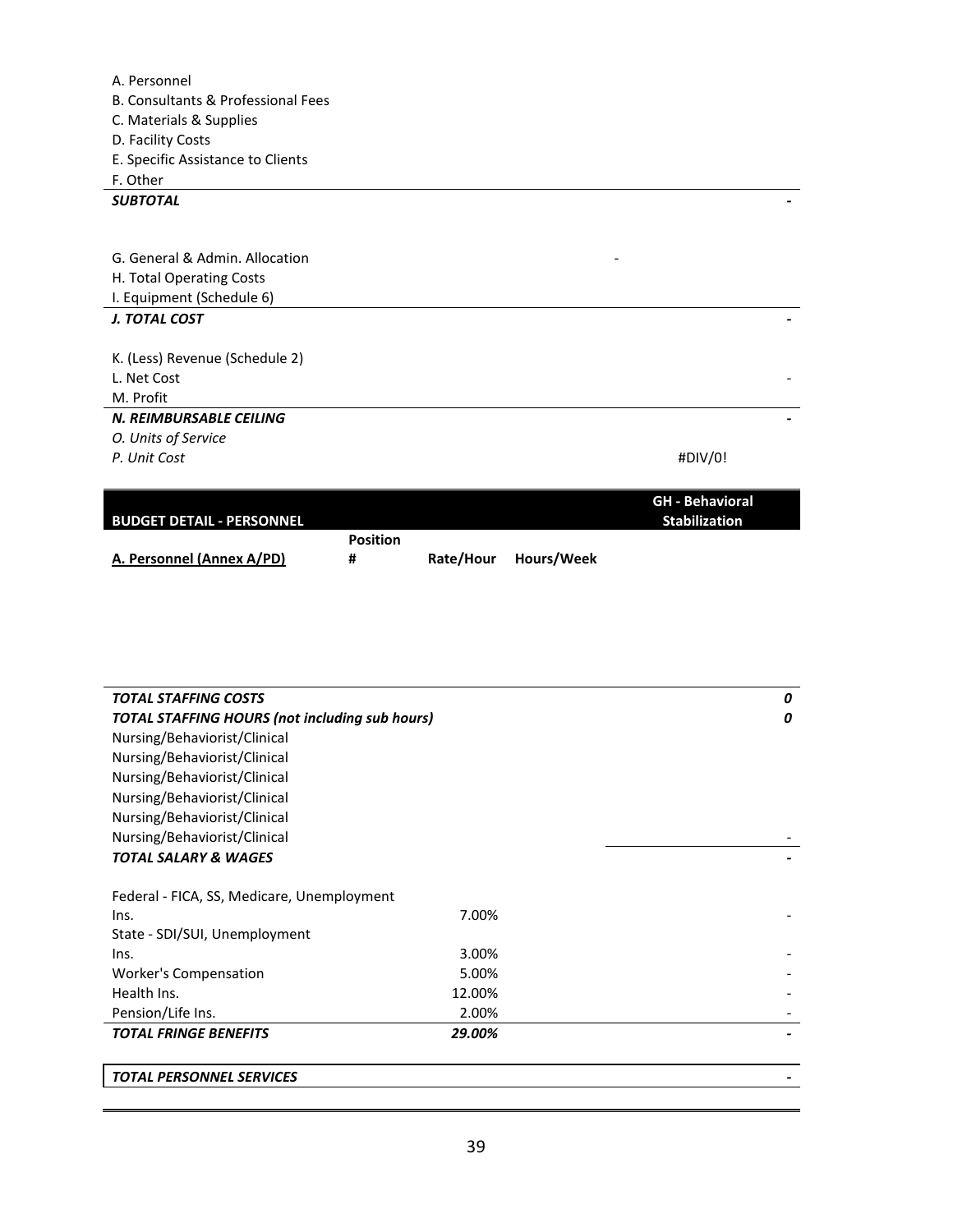| | |
|---|---|
| A. Personnel | |
| B. Consultants & Professional Fees | |
| C. Materials & Supplies | |
| D. Facility Costs | |
| E. Specific Assistance to Clients | |
| F. Other | |
| ***SUBTOTAL*** | **-** |
| | |
| G. General & Admin. Allocation | - |
| H. Total Operating Costs | |
| I. Equipment (Schedule 6) | |
| ***J. TOTAL COST*** | **-** |
| | |
| K. (Less) Revenue (Schedule 2) | |
| L. Net Cost | - |
| M. Profit | |
| ***N. REIMBURSABLE CEILING*** | **-** |
| *O. Units of Service* | |
| *P. Unit Cost* | #DIV/0! |

| **BUDGET DETAIL - PERSONNEL** | | | | **GH - Behavioral Stabilization** |
|---|---|---|---|---|
| **A. Personnel (Annex A/PD)** | **Position #** | **Rate/Hour** | **Hours/Week** | |
| | | | | |
| ***TOTAL STAFFING COSTS*** | | | | ***0*** |
| ***TOTAL STAFFING HOURS (not including sub hours)*** | | | | ***0*** |
| Nursing/Behaviorist/Clinical | | | | |
| Nursing/Behaviorist/Clinical | | | | |
| Nursing/Behaviorist/Clinical | | | | |
| Nursing/Behaviorist/Clinical | | | | |
| Nursing/Behaviorist/Clinical | | | | |
| Nursing/Behaviorist/Clinical | | | | - |
| ***TOTAL SALARY & WAGES*** | | | | **-** |
| | | | | |
| Federal - FICA, SS, Medicare, Unemployment Ins. | | 7.00% | | - |
| State - SDI/SUI, Unemployment Ins. | | 3.00% | | - |
| Worker's Compensation | | 5.00% | | - |
| Health Ins. | | 12.00% | | - |
| Pension/Life Ins. | | 2.00% | | - |
| ***TOTAL FRINGE BENEFITS*** | | ***29.00%*** | | **-** |
| | | | | |
| ***TOTAL PERSONNEL SERVICES*** | | | | **-** |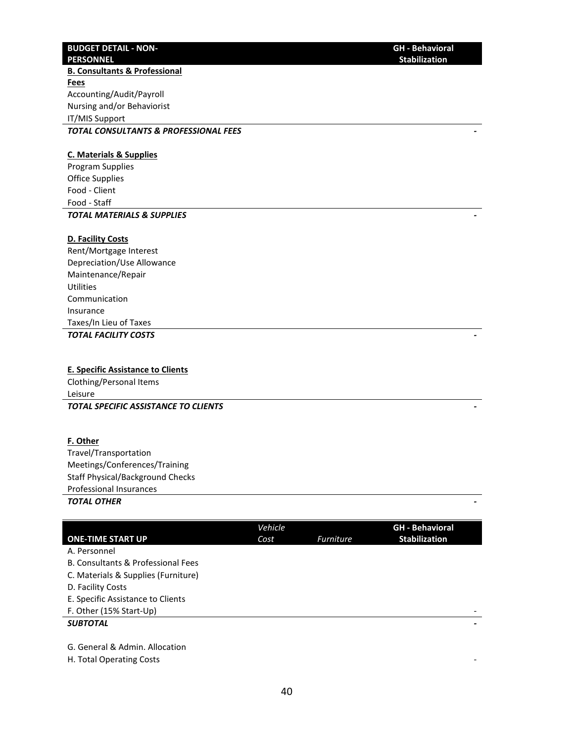| BUDGET DETAIL - NON-PERSONNEL | GH - Behavioral Stabilization |
|---|---|
| **B. Consultants & Professional Fees** | |
| Accounting/Audit/Payroll | |
| Nursing and/or Behaviorist | |
| IT/MIS Support | |
| ***TOTAL CONSULTANTS & PROFESSIONAL FEES*** | - |
| | |
| **C. Materials & Supplies** | |
| Program Supplies | |
| Office Supplies | |
| Food - Client | |
| Food - Staff | |
| ***TOTAL MATERIALS & SUPPLIES*** | - |
| | |
| **D. Facility Costs** | |
| Rent/Mortgage Interest | |
| Depreciation/Use Allowance | |
| Maintenance/Repair | |
| Utilities | |
| Communication | |
| Insurance | |
| Taxes/In Lieu of Taxes | |
| ***TOTAL FACILITY COSTS*** | - |
| | |
| **E. Specific Assistance to Clients** | |
| Clothing/Personal Items | |
| Leisure | |
| ***TOTAL SPECIFIC ASSISTANCE TO CLIENTS*** | - |
| | |
| **F. Other** | |
| Travel/Transportation | |
| Meetings/Conferences/Training | |
| Staff Physical/Background Checks | |
| Professional Insurances | |
| ***TOTAL OTHER*** | - |

| ONE-TIME START UP | *Vehicle Cost* | *Furniture* | GH - Behavioral Stabilization |
|---|---|---|---|
| A. Personnel | | | |
| B. Consultants & Professional Fees | | | |
| C. Materials & Supplies (Furniture) | | | |
| D. Facility Costs | | | |
| E. Specific Assistance to Clients | | | |
| F. Other (15% Start-Up) | | | - |
| ***SUBTOTAL*** | | | - |
| | | | |
| G. General & Admin. Allocation | | | |
| H. Total Operating Costs | | | - |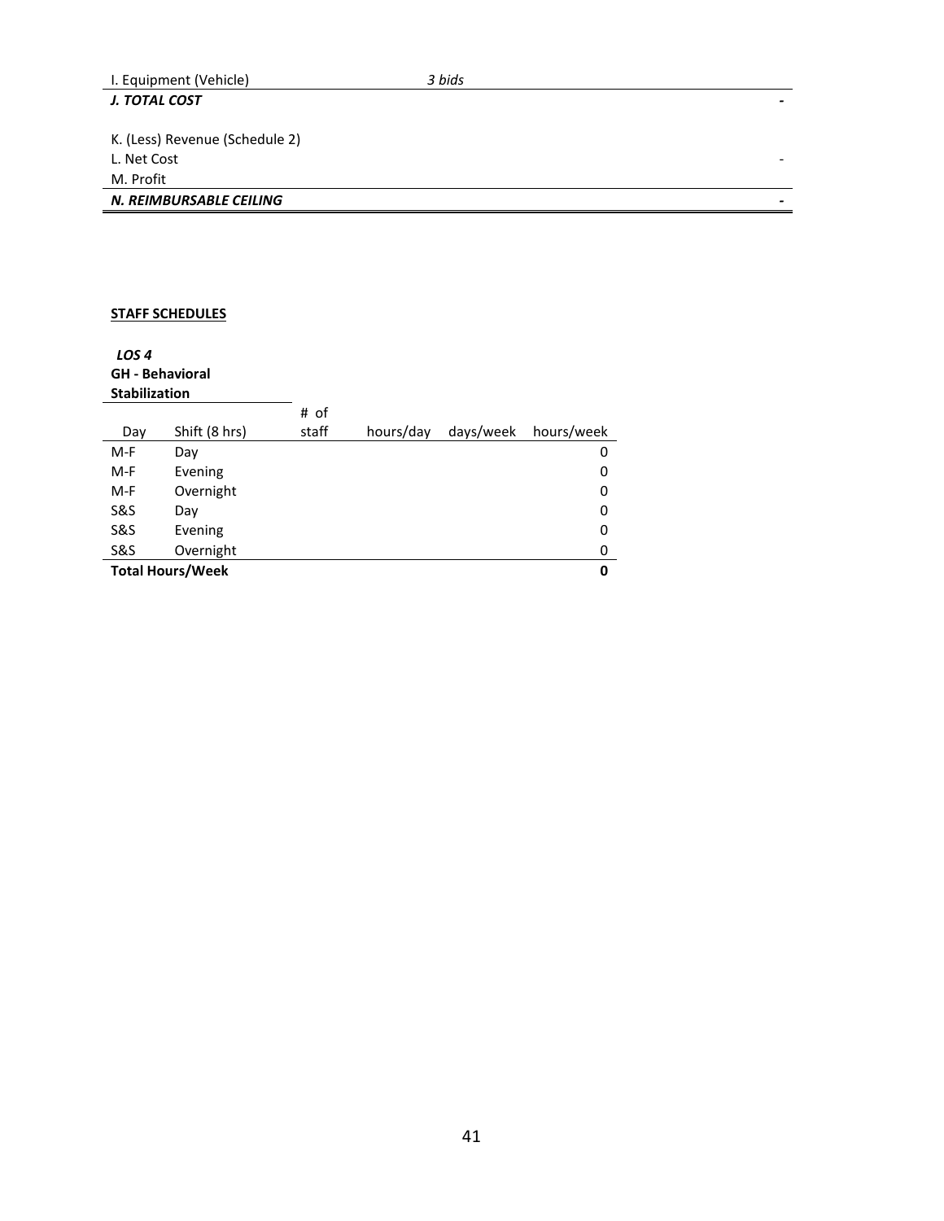| | | |
|---|---|---|
| I. Equipment (Vehicle) | *3 bids* | |
| ***J. TOTAL COST*** | | **-** |
| | | |
| K. (Less) Revenue (Schedule 2) | | |
| L. Net Cost | | - |
| M. Profit | | |
| ***N. REIMBURSABLE CEILING*** | | **-** |

**STAFF SCHEDULES**

***LOS 4***

**GH - Behavioral Stabilization**

| Day | Shift (8 hrs) | # of staff | hours/day | days/week | hours/week |
|---|---|---|---|---|---|
| M-F | Day | | | | 0 |
| M-F | Evening | | | | 0 |
| M-F | Overnight | | | | 0 |
| S&S | Day | | | | 0 |
| S&S | Evening | | | | 0 |
| S&S | Overnight | | | | 0 |
| **Total Hours/Week** | | | | | **0** |